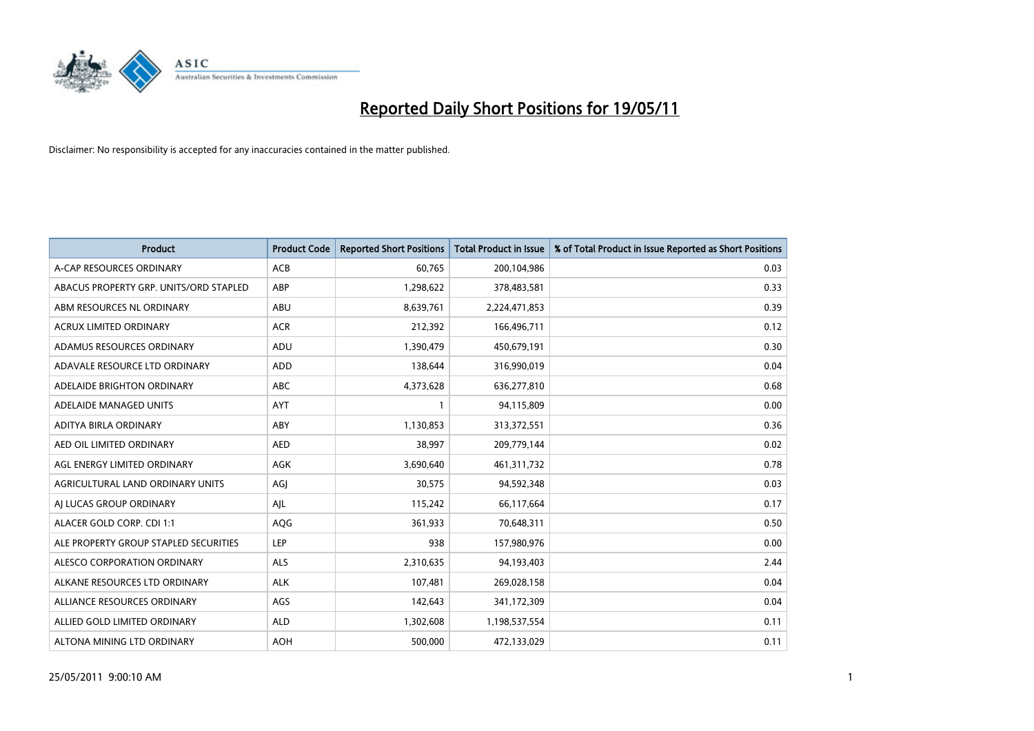# Reported Daily Short Positions for 19/05/11

Disclaimer: No responsibility is accepted for any inaccuracies contained in the matter published.

| Product | Product Code | Reported Short Positions | Total Product in Issue | % of Total Product in Issue Reported as Short Positions |
|---|---|---|---|---|
| A-CAP RESOURCES ORDINARY | ACB | 60,765 | 200,104,986 | 0.03 |
| ABACUS PROPERTY GRP. UNITS/ORD STAPLED | ABP | 1,298,622 | 378,483,581 | 0.33 |
| ABM RESOURCES NL ORDINARY | ABU | 8,639,761 | 2,224,471,853 | 0.39 |
| ACRUX LIMITED ORDINARY | ACR | 212,392 | 166,496,711 | 0.12 |
| ADAMUS RESOURCES ORDINARY | ADU | 1,390,479 | 450,679,191 | 0.30 |
| ADAVALE RESOURCE LTD ORDINARY | ADD | 138,644 | 316,990,019 | 0.04 |
| ADELAIDE BRIGHTON ORDINARY | ABC | 4,373,628 | 636,277,810 | 0.68 |
| ADELAIDE MANAGED UNITS | AYT | 1 | 94,115,809 | 0.00 |
| ADITYA BIRLA ORDINARY | ABY | 1,130,853 | 313,372,551 | 0.36 |
| AED OIL LIMITED ORDINARY | AED | 38,997 | 209,779,144 | 0.02 |
| AGL ENERGY LIMITED ORDINARY | AGK | 3,690,640 | 461,311,732 | 0.78 |
| AGRICULTURAL LAND ORDINARY UNITS | AGJ | 30,575 | 94,592,348 | 0.03 |
| AJ LUCAS GROUP ORDINARY | AJL | 115,242 | 66,117,664 | 0.17 |
| ALACER GOLD CORP. CDI 1:1 | AQG | 361,933 | 70,648,311 | 0.50 |
| ALE PROPERTY GROUP STAPLED SECURITIES | LEP | 938 | 157,980,976 | 0.00 |
| ALESCO CORPORATION ORDINARY | ALS | 2,310,635 | 94,193,403 | 2.44 |
| ALKANE RESOURCES LTD ORDINARY | ALK | 107,481 | 269,028,158 | 0.04 |
| ALLIANCE RESOURCES ORDINARY | AGS | 142,643 | 341,172,309 | 0.04 |
| ALLIED GOLD LIMITED ORDINARY | ALD | 1,302,608 | 1,198,537,554 | 0.11 |
| ALTONA MINING LTD ORDINARY | AOH | 500,000 | 472,133,029 | 0.11 |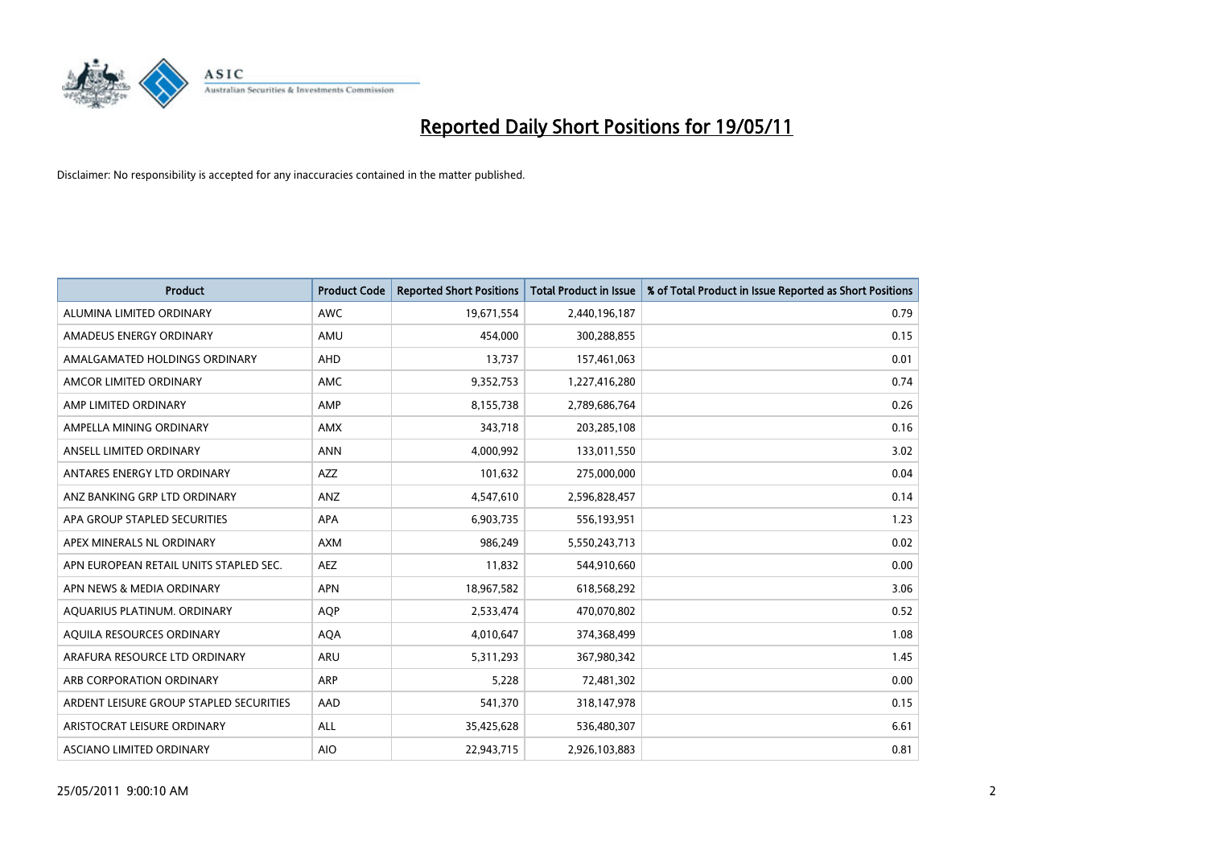# Reported Daily Short Positions for 19/05/11

Disclaimer: No responsibility is accepted for any inaccuracies contained in the matter published.

| Product | Product Code | Reported Short Positions | Total Product in Issue | % of Total Product in Issue Reported as Short Positions |
|---|---|---|---|---|
| ALUMINA LIMITED ORDINARY | AWC | 19,671,554 | 2,440,196,187 | 0.79 |
| AMADEUS ENERGY ORDINARY | AMU | 454,000 | 300,288,855 | 0.15 |
| AMALGAMATED HOLDINGS ORDINARY | AHD | 13,737 | 157,461,063 | 0.01 |
| AMCOR LIMITED ORDINARY | AMC | 9,352,753 | 1,227,416,280 | 0.74 |
| AMP LIMITED ORDINARY | AMP | 8,155,738 | 2,789,686,764 | 0.26 |
| AMPELLA MINING ORDINARY | AMX | 343,718 | 203,285,108 | 0.16 |
| ANSELL LIMITED ORDINARY | ANN | 4,000,992 | 133,011,550 | 3.02 |
| ANTARES ENERGY LTD ORDINARY | AZZ | 101,632 | 275,000,000 | 0.04 |
| ANZ BANKING GRP LTD ORDINARY | ANZ | 4,547,610 | 2,596,828,457 | 0.14 |
| APA GROUP STAPLED SECURITIES | APA | 6,903,735 | 556,193,951 | 1.23 |
| APEX MINERALS NL ORDINARY | AXM | 986,249 | 5,550,243,713 | 0.02 |
| APN EUROPEAN RETAIL UNITS STAPLED SEC. | AEZ | 11,832 | 544,910,660 | 0.00 |
| APN NEWS & MEDIA ORDINARY | APN | 18,967,582 | 618,568,292 | 3.06 |
| AQUARIUS PLATINUM. ORDINARY | AQP | 2,533,474 | 470,070,802 | 0.52 |
| AQUILA RESOURCES ORDINARY | AQA | 4,010,647 | 374,368,499 | 1.08 |
| ARAFURA RESOURCE LTD ORDINARY | ARU | 5,311,293 | 367,980,342 | 1.45 |
| ARB CORPORATION ORDINARY | ARP | 5,228 | 72,481,302 | 0.00 |
| ARDENT LEISURE GROUP STAPLED SECURITIES | AAD | 541,370 | 318,147,978 | 0.15 |
| ARISTOCRAT LEISURE ORDINARY | ALL | 35,425,628 | 536,480,307 | 6.61 |
| ASCIANO LIMITED ORDINARY | AIO | 22,943,715 | 2,926,103,883 | 0.81 |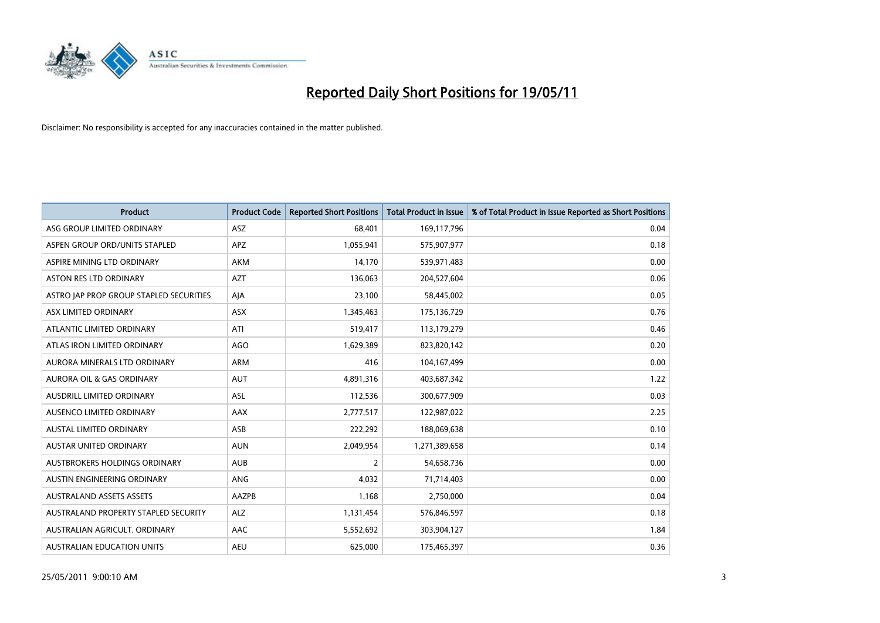# Reported Daily Short Positions for 19/05/11

Disclaimer: No responsibility is accepted for any inaccuracies contained in the matter published.

| Product | Product Code | Reported Short Positions | Total Product in Issue | % of Total Product in Issue Reported as Short Positions |
| --- | --- | --- | --- | --- |
| ASG GROUP LIMITED ORDINARY | ASZ | 68,401 | 169,117,796 | 0.04 |
| ASPEN GROUP ORD/UNITS STAPLED | APZ | 1,055,941 | 575,907,977 | 0.18 |
| ASPIRE MINING LTD ORDINARY | AKM | 14,170 | 539,971,483 | 0.00 |
| ASTON RES LTD ORDINARY | AZT | 136,063 | 204,527,604 | 0.06 |
| ASTRO JAP PROP GROUP STAPLED SECURITIES | AJA | 23,100 | 58,445,002 | 0.05 |
| ASX LIMITED ORDINARY | ASX | 1,345,463 | 175,136,729 | 0.76 |
| ATLANTIC LIMITED ORDINARY | ATI | 519,417 | 113,179,279 | 0.46 |
| ATLAS IRON LIMITED ORDINARY | AGO | 1,629,389 | 823,820,142 | 0.20 |
| AURORA MINERALS LTD ORDINARY | ARM | 416 | 104,167,499 | 0.00 |
| AURORA OIL & GAS ORDINARY | AUT | 4,891,316 | 403,687,342 | 1.22 |
| AUSDRILL LIMITED ORDINARY | ASL | 112,536 | 300,677,909 | 0.03 |
| AUSENCO LIMITED ORDINARY | AAX | 2,777,517 | 122,987,022 | 2.25 |
| AUSTAL LIMITED ORDINARY | ASB | 222,292 | 188,069,638 | 0.10 |
| AUSTAR UNITED ORDINARY | AUN | 2,049,954 | 1,271,389,658 | 0.14 |
| AUSTBROKERS HOLDINGS ORDINARY | AUB | 2 | 54,658,736 | 0.00 |
| AUSTIN ENGINEERING ORDINARY | ANG | 4,032 | 71,714,403 | 0.00 |
| AUSTRALAND ASSETS ASSETS | AAZPB | 1,168 | 2,750,000 | 0.04 |
| AUSTRALAND PROPERTY STAPLED SECURITY | ALZ | 1,131,454 | 576,846,597 | 0.18 |
| AUSTRALIAN AGRICULT. ORDINARY | AAC | 5,552,692 | 303,904,127 | 1.84 |
| AUSTRALIAN EDUCATION UNITS | AEU | 625,000 | 175,465,397 | 0.36 |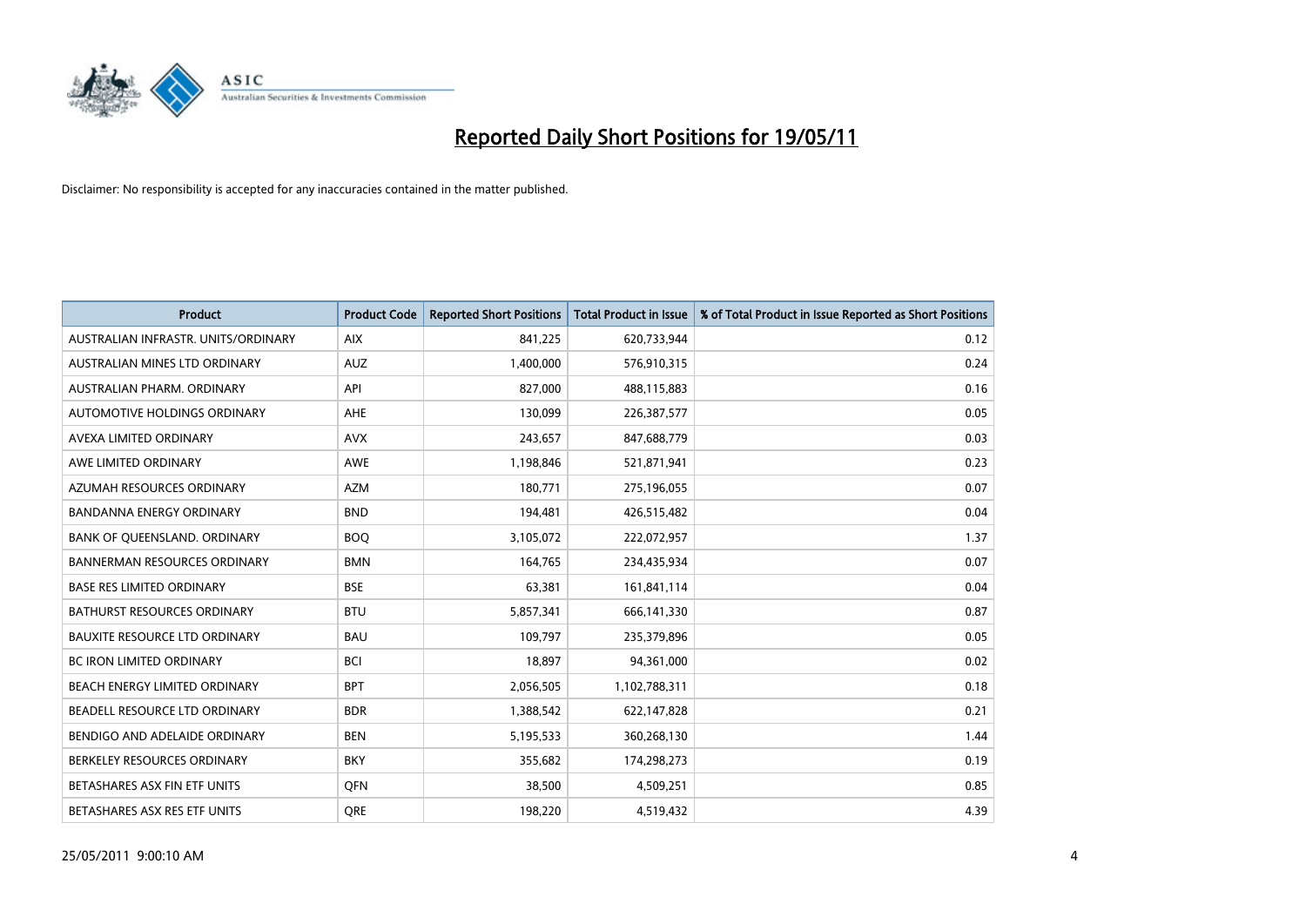# Reported Daily Short Positions for 19/05/11

Disclaimer: No responsibility is accepted for any inaccuracies contained in the matter published.

| Product | Product Code | Reported Short Positions | Total Product in Issue | % of Total Product in Issue Reported as Short Positions |
|---|---|---|---|---|
| AUSTRALIAN INFRASTR. UNITS/ORDINARY | AIX | 841,225 | 620,733,944 | 0.12 |
| AUSTRALIAN MINES LTD ORDINARY | AUZ | 1,400,000 | 576,910,315 | 0.24 |
| AUSTRALIAN PHARM. ORDINARY | API | 827,000 | 488,115,883 | 0.16 |
| AUTOMOTIVE HOLDINGS ORDINARY | AHE | 130,099 | 226,387,577 | 0.05 |
| AVEXA LIMITED ORDINARY | AVX | 243,657 | 847,688,779 | 0.03 |
| AWE LIMITED ORDINARY | AWE | 1,198,846 | 521,871,941 | 0.23 |
| AZUMAH RESOURCES ORDINARY | AZM | 180,771 | 275,196,055 | 0.07 |
| BANDANNA ENERGY ORDINARY | BND | 194,481 | 426,515,482 | 0.04 |
| BANK OF QUEENSLAND. ORDINARY | BOQ | 3,105,072 | 222,072,957 | 1.37 |
| BANNERMAN RESOURCES ORDINARY | BMN | 164,765 | 234,435,934 | 0.07 |
| BASE RES LIMITED ORDINARY | BSE | 63,381 | 161,841,114 | 0.04 |
| BATHURST RESOURCES ORDINARY | BTU | 5,857,341 | 666,141,330 | 0.87 |
| BAUXITE RESOURCE LTD ORDINARY | BAU | 109,797 | 235,379,896 | 0.05 |
| BC IRON LIMITED ORDINARY | BCI | 18,897 | 94,361,000 | 0.02 |
| BEACH ENERGY LIMITED ORDINARY | BPT | 2,056,505 | 1,102,788,311 | 0.18 |
| BEADELL RESOURCE LTD ORDINARY | BDR | 1,388,542 | 622,147,828 | 0.21 |
| BENDIGO AND ADELAIDE ORDINARY | BEN | 5,195,533 | 360,268,130 | 1.44 |
| BERKELEY RESOURCES ORDINARY | BKY | 355,682 | 174,298,273 | 0.19 |
| BETASHARES ASX FIN ETF UNITS | QFN | 38,500 | 4,509,251 | 0.85 |
| BETASHARES ASX RES ETF UNITS | QRE | 198,220 | 4,519,432 | 4.39 |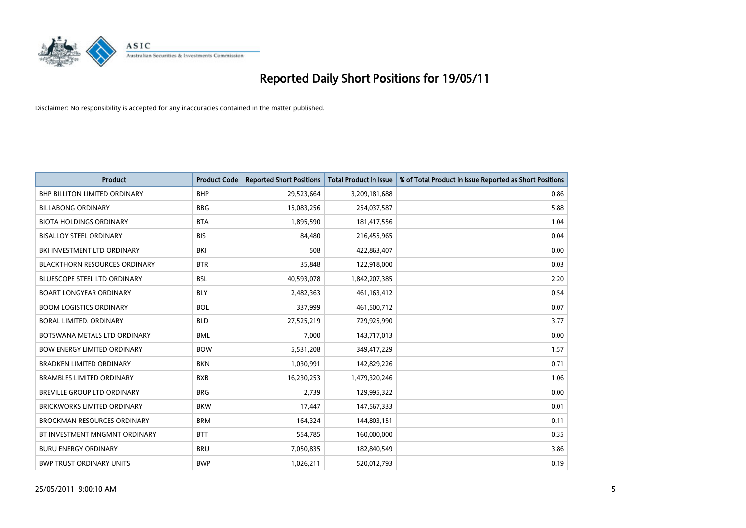# Reported Daily Short Positions for 19/05/11

Disclaimer: No responsibility is accepted for any inaccuracies contained in the matter published.

| Product | Product Code | Reported Short Positions | Total Product in Issue | % of Total Product in Issue Reported as Short Positions |
|---|---|---|---|---|
| BHP BILLITON LIMITED ORDINARY | BHP | 29,523,664 | 3,209,181,688 | 0.86 |
| BILLABONG ORDINARY | BBG | 15,083,256 | 254,037,587 | 5.88 |
| BIOTA HOLDINGS ORDINARY | BTA | 1,895,590 | 181,417,556 | 1.04 |
| BISALLOY STEEL ORDINARY | BIS | 84,480 | 216,455,965 | 0.04 |
| BKI INVESTMENT LTD ORDINARY | BKI | 508 | 422,863,407 | 0.00 |
| BLACKTHORN RESOURCES ORDINARY | BTR | 35,848 | 122,918,000 | 0.03 |
| BLUESCOPE STEEL LTD ORDINARY | BSL | 40,593,078 | 1,842,207,385 | 2.20 |
| BOART LONGYEAR ORDINARY | BLY | 2,482,363 | 461,163,412 | 0.54 |
| BOOM LOGISTICS ORDINARY | BOL | 337,999 | 461,500,712 | 0.07 |
| BORAL LIMITED. ORDINARY | BLD | 27,525,219 | 729,925,990 | 3.77 |
| BOTSWANA METALS LTD ORDINARY | BML | 7,000 | 143,717,013 | 0.00 |
| BOW ENERGY LIMITED ORDINARY | BOW | 5,531,208 | 349,417,229 | 1.57 |
| BRADKEN LIMITED ORDINARY | BKN | 1,030,991 | 142,829,226 | 0.71 |
| BRAMBLES LIMITED ORDINARY | BXB | 16,230,253 | 1,479,320,246 | 1.06 |
| BREVILLE GROUP LTD ORDINARY | BRG | 2,739 | 129,995,322 | 0.00 |
| BRICKWORKS LIMITED ORDINARY | BKW | 17,447 | 147,567,333 | 0.01 |
| BROCKMAN RESOURCES ORDINARY | BRM | 164,324 | 144,803,151 | 0.11 |
| BT INVESTMENT MNGMNT ORDINARY | BTT | 554,785 | 160,000,000 | 0.35 |
| BURU ENERGY ORDINARY | BRU | 7,050,835 | 182,840,549 | 3.86 |
| BWP TRUST ORDINARY UNITS | BWP | 1,026,211 | 520,012,793 | 0.19 |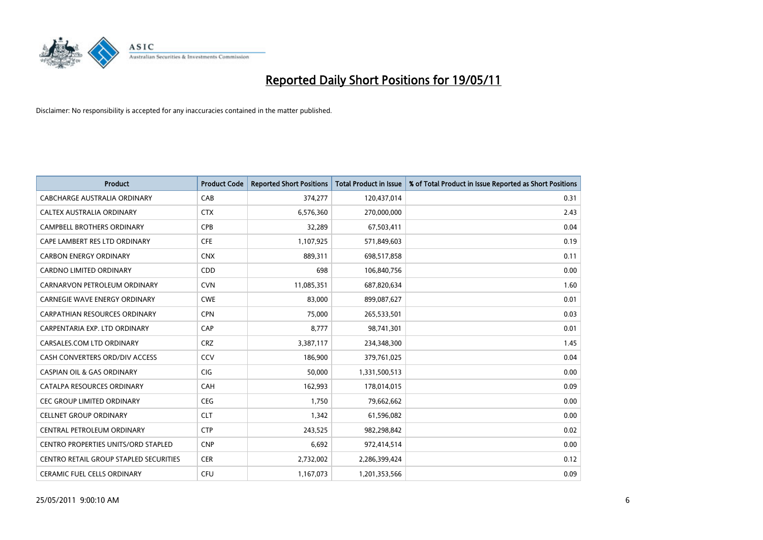# Reported Daily Short Positions for 19/05/11

Disclaimer: No responsibility is accepted for any inaccuracies contained in the matter published.

| Product | Product Code | Reported Short Positions | Total Product in Issue | % of Total Product in Issue Reported as Short Positions |
|---|---|---|---|---|
| CABCHARGE AUSTRALIA ORDINARY | CAB | 374,277 | 120,437,014 | 0.31 |
| CALTEX AUSTRALIA ORDINARY | CTX | 6,576,360 | 270,000,000 | 2.43 |
| CAMPBELL BROTHERS ORDINARY | CPB | 32,289 | 67,503,411 | 0.04 |
| CAPE LAMBERT RES LTD ORDINARY | CFE | 1,107,925 | 571,849,603 | 0.19 |
| CARBON ENERGY ORDINARY | CNX | 889,311 | 698,517,858 | 0.11 |
| CARDNO LIMITED ORDINARY | CDD | 698 | 106,840,756 | 0.00 |
| CARNARVON PETROLEUM ORDINARY | CVN | 11,085,351 | 687,820,634 | 1.60 |
| CARNEGIE WAVE ENERGY ORDINARY | CWE | 83,000 | 899,087,627 | 0.01 |
| CARPATHIAN RESOURCES ORDINARY | CPN | 75,000 | 265,533,501 | 0.03 |
| CARPENTARIA EXP. LTD ORDINARY | CAP | 8,777 | 98,741,301 | 0.01 |
| CARSALES.COM LTD ORDINARY | CRZ | 3,387,117 | 234,348,300 | 1.45 |
| CASH CONVERTERS ORD/DIV ACCESS | CCV | 186,900 | 379,761,025 | 0.04 |
| CASPIAN OIL & GAS ORDINARY | CIG | 50,000 | 1,331,500,513 | 0.00 |
| CATALPA RESOURCES ORDINARY | CAH | 162,993 | 178,014,015 | 0.09 |
| CEC GROUP LIMITED ORDINARY | CEG | 1,750 | 79,662,662 | 0.00 |
| CELLNET GROUP ORDINARY | CLT | 1,342 | 61,596,082 | 0.00 |
| CENTRAL PETROLEUM ORDINARY | CTP | 243,525 | 982,298,842 | 0.02 |
| CENTRO PROPERTIES UNITS/ORD STAPLED | CNP | 6,692 | 972,414,514 | 0.00 |
| CENTRO RETAIL GROUP STAPLED SECURITIES | CER | 2,732,002 | 2,286,399,424 | 0.12 |
| CERAMIC FUEL CELLS ORDINARY | CFU | 1,167,073 | 1,201,353,566 | 0.09 |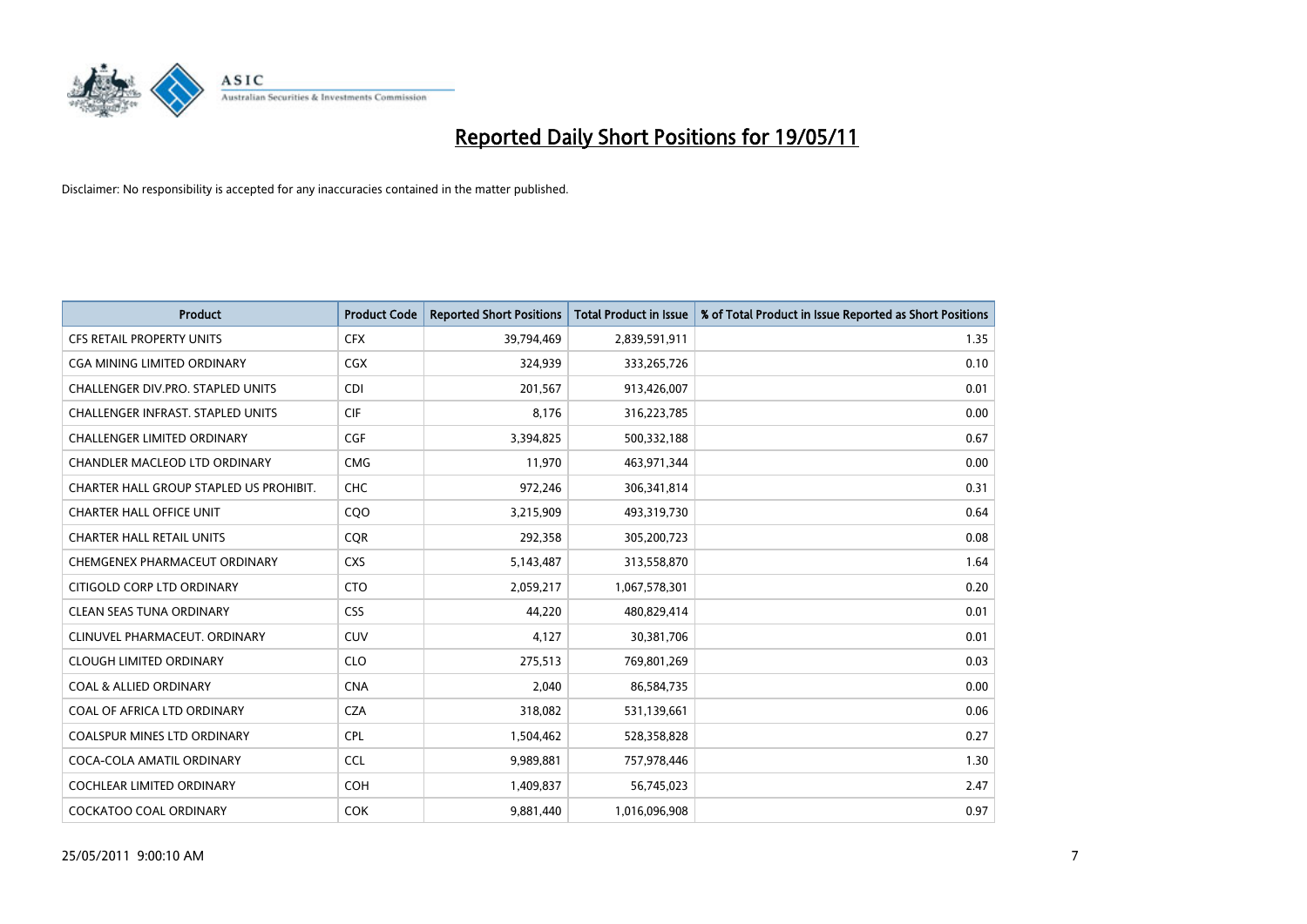# Reported Daily Short Positions for 19/05/11

Disclaimer: No responsibility is accepted for any inaccuracies contained in the matter published.

| Product | Product Code | Reported Short Positions | Total Product in Issue | % of Total Product in Issue Reported as Short Positions |
|---|---|---|---|---|
| CFS RETAIL PROPERTY UNITS | CFX | 39,794,469 | 2,839,591,911 | 1.35 |
| CGA MINING LIMITED ORDINARY | CGX | 324,939 | 333,265,726 | 0.10 |
| CHALLENGER DIV.PRO. STAPLED UNITS | CDI | 201,567 | 913,426,007 | 0.01 |
| CHALLENGER INFRAST. STAPLED UNITS | CIF | 8,176 | 316,223,785 | 0.00 |
| CHALLENGER LIMITED ORDINARY | CGF | 3,394,825 | 500,332,188 | 0.67 |
| CHANDLER MACLEOD LTD ORDINARY | CMG | 11,970 | 463,971,344 | 0.00 |
| CHARTER HALL GROUP STAPLED US PROHIBIT. | CHC | 972,246 | 306,341,814 | 0.31 |
| CHARTER HALL OFFICE UNIT | CQO | 3,215,909 | 493,319,730 | 0.64 |
| CHARTER HALL RETAIL UNITS | CQR | 292,358 | 305,200,723 | 0.08 |
| CHEMGENEX PHARMACEUT ORDINARY | CXS | 5,143,487 | 313,558,870 | 1.64 |
| CITIGOLD CORP LTD ORDINARY | CTO | 2,059,217 | 1,067,578,301 | 0.20 |
| CLEAN SEAS TUNA ORDINARY | CSS | 44,220 | 480,829,414 | 0.01 |
| CLINUVEL PHARMACEUT. ORDINARY | CUV | 4,127 | 30,381,706 | 0.01 |
| CLOUGH LIMITED ORDINARY | CLO | 275,513 | 769,801,269 | 0.03 |
| COAL & ALLIED ORDINARY | CNA | 2,040 | 86,584,735 | 0.00 |
| COAL OF AFRICA LTD ORDINARY | CZA | 318,082 | 531,139,661 | 0.06 |
| COALSPUR MINES LTD ORDINARY | CPL | 1,504,462 | 528,358,828 | 0.27 |
| COCA-COLA AMATIL ORDINARY | CCL | 9,989,881 | 757,978,446 | 1.30 |
| COCHLEAR LIMITED ORDINARY | COH | 1,409,837 | 56,745,023 | 2.47 |
| COCKATOO COAL ORDINARY | COK | 9,881,440 | 1,016,096,908 | 0.97 |

25/05/2011 9:00:10 AM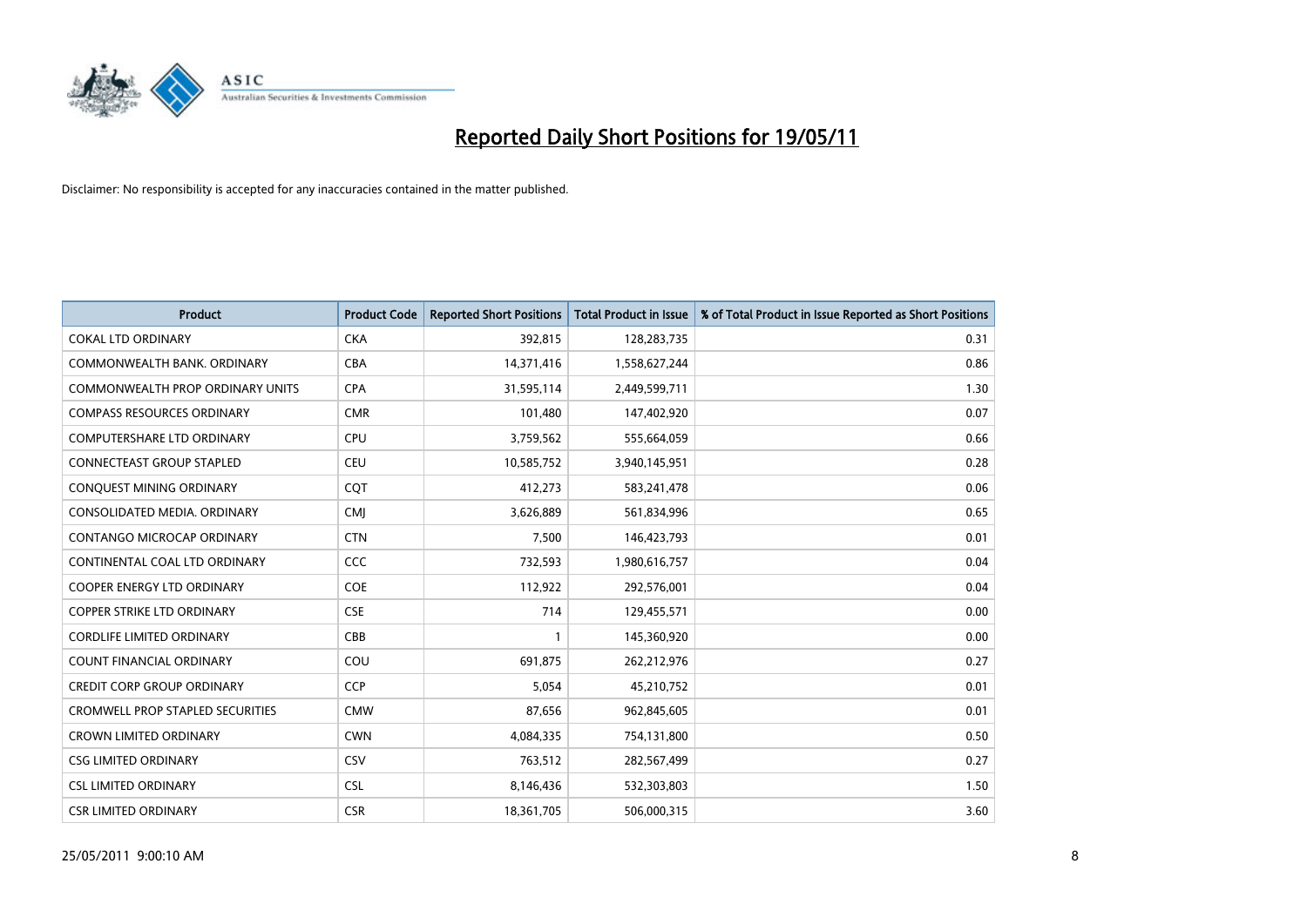# Reported Daily Short Positions for 19/05/11

Disclaimer: No responsibility is accepted for any inaccuracies contained in the matter published.

| Product | Product Code | Reported Short Positions | Total Product in Issue | % of Total Product in Issue Reported as Short Positions |
|---|---|---|---|---|
| COKAL LTD ORDINARY | CKA | 392,815 | 128,283,735 | 0.31 |
| COMMONWEALTH BANK. ORDINARY | CBA | 14,371,416 | 1,558,627,244 | 0.86 |
| COMMONWEALTH PROP ORDINARY UNITS | CPA | 31,595,114 | 2,449,599,711 | 1.30 |
| COMPASS RESOURCES ORDINARY | CMR | 101,480 | 147,402,920 | 0.07 |
| COMPUTERSHARE LTD ORDINARY | CPU | 3,759,562 | 555,664,059 | 0.66 |
| CONNECTEAST GROUP STAPLED | CEU | 10,585,752 | 3,940,145,951 | 0.28 |
| CONQUEST MINING ORDINARY | CQT | 412,273 | 583,241,478 | 0.06 |
| CONSOLIDATED MEDIA. ORDINARY | CMJ | 3,626,889 | 561,834,996 | 0.65 |
| CONTANGO MICROCAP ORDINARY | CTN | 7,500 | 146,423,793 | 0.01 |
| CONTINENTAL COAL LTD ORDINARY | CCC | 732,593 | 1,980,616,757 | 0.04 |
| COOPER ENERGY LTD ORDINARY | COE | 112,922 | 292,576,001 | 0.04 |
| COPPER STRIKE LTD ORDINARY | CSE | 714 | 129,455,571 | 0.00 |
| CORDLIFE LIMITED ORDINARY | CBB | 1 | 145,360,920 | 0.00 |
| COUNT FINANCIAL ORDINARY | COU | 691,875 | 262,212,976 | 0.27 |
| CREDIT CORP GROUP ORDINARY | CCP | 5,054 | 45,210,752 | 0.01 |
| CROMWELL PROP STAPLED SECURITIES | CMW | 87,656 | 962,845,605 | 0.01 |
| CROWN LIMITED ORDINARY | CWN | 4,084,335 | 754,131,800 | 0.50 |
| CSG LIMITED ORDINARY | CSV | 763,512 | 282,567,499 | 0.27 |
| CSL LIMITED ORDINARY | CSL | 8,146,436 | 532,303,803 | 1.50 |
| CSR LIMITED ORDINARY | CSR | 18,361,705 | 506,000,315 | 3.60 |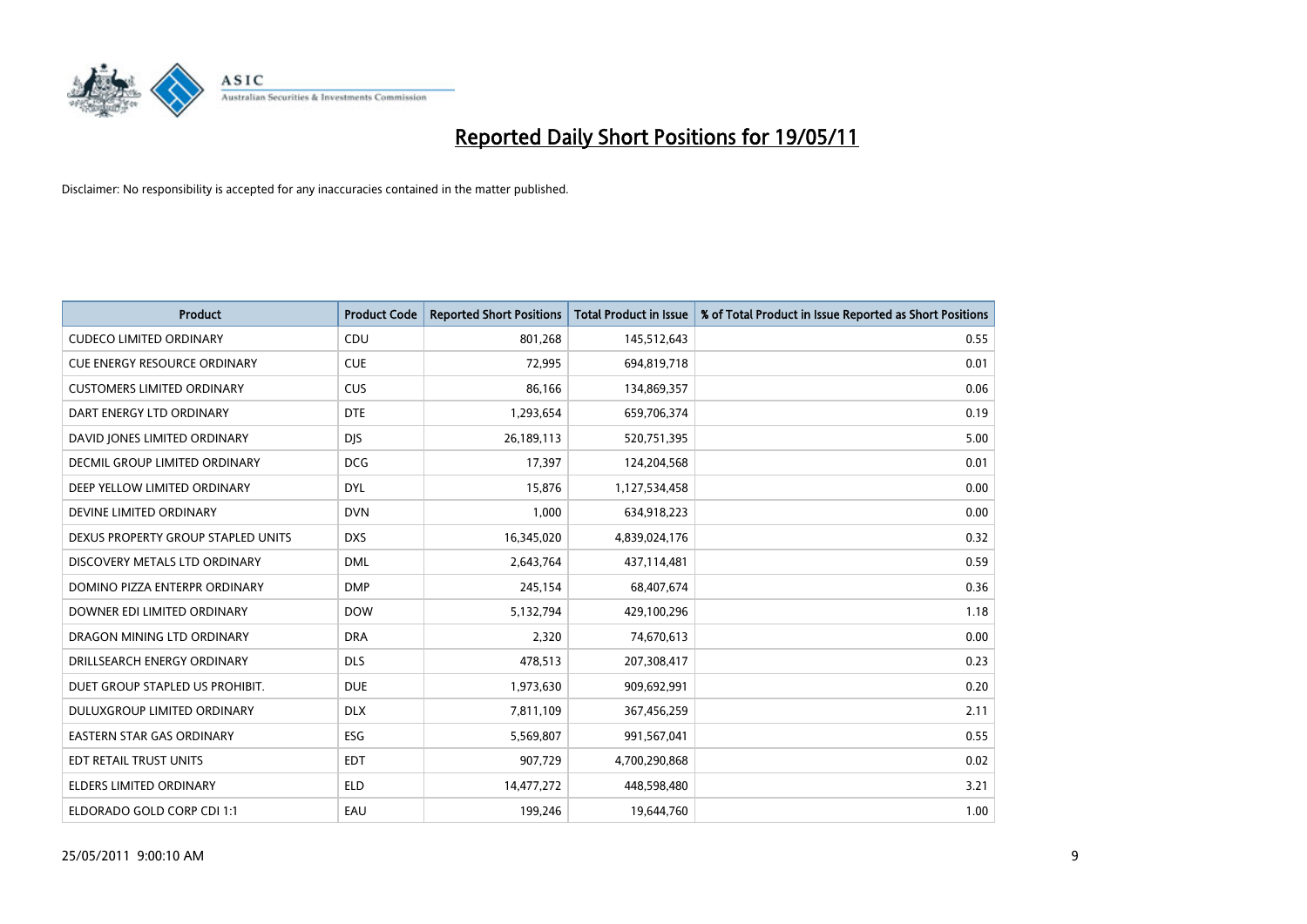# Reported Daily Short Positions for 19/05/11

Disclaimer: No responsibility is accepted for any inaccuracies contained in the matter published.

| Product | Product Code | Reported Short Positions | Total Product in Issue | % of Total Product in Issue Reported as Short Positions |
| --- | --- | --- | --- | --- |
| CUDECO LIMITED ORDINARY | CDU | 801,268 | 145,512,643 | 0.55 |
| CUE ENERGY RESOURCE ORDINARY | CUE | 72,995 | 694,819,718 | 0.01 |
| CUSTOMERS LIMITED ORDINARY | CUS | 86,166 | 134,869,357 | 0.06 |
| DART ENERGY LTD ORDINARY | DTE | 1,293,654 | 659,706,374 | 0.19 |
| DAVID JONES LIMITED ORDINARY | DJS | 26,189,113 | 520,751,395 | 5.00 |
| DECMIL GROUP LIMITED ORDINARY | DCG | 17,397 | 124,204,568 | 0.01 |
| DEEP YELLOW LIMITED ORDINARY | DYL | 15,876 | 1,127,534,458 | 0.00 |
| DEVINE LIMITED ORDINARY | DVN | 1,000 | 634,918,223 | 0.00 |
| DEXUS PROPERTY GROUP STAPLED UNITS | DXS | 16,345,020 | 4,839,024,176 | 0.32 |
| DISCOVERY METALS LTD ORDINARY | DML | 2,643,764 | 437,114,481 | 0.59 |
| DOMINO PIZZA ENTERPR ORDINARY | DMP | 245,154 | 68,407,674 | 0.36 |
| DOWNER EDI LIMITED ORDINARY | DOW | 5,132,794 | 429,100,296 | 1.18 |
| DRAGON MINING LTD ORDINARY | DRA | 2,320 | 74,670,613 | 0.00 |
| DRILLSEARCH ENERGY ORDINARY | DLS | 478,513 | 207,308,417 | 0.23 |
| DUET GROUP STAPLED US PROHIBIT. | DUE | 1,973,630 | 909,692,991 | 0.20 |
| DULUXGROUP LIMITED ORDINARY | DLX | 7,811,109 | 367,456,259 | 2.11 |
| EASTERN STAR GAS ORDINARY | ESG | 5,569,807 | 991,567,041 | 0.55 |
| EDT RETAIL TRUST UNITS | EDT | 907,729 | 4,700,290,868 | 0.02 |
| ELDERS LIMITED ORDINARY | ELD | 14,477,272 | 448,598,480 | 3.21 |
| ELDORADO GOLD CORP CDI 1:1 | EAU | 199,246 | 19,644,760 | 1.00 |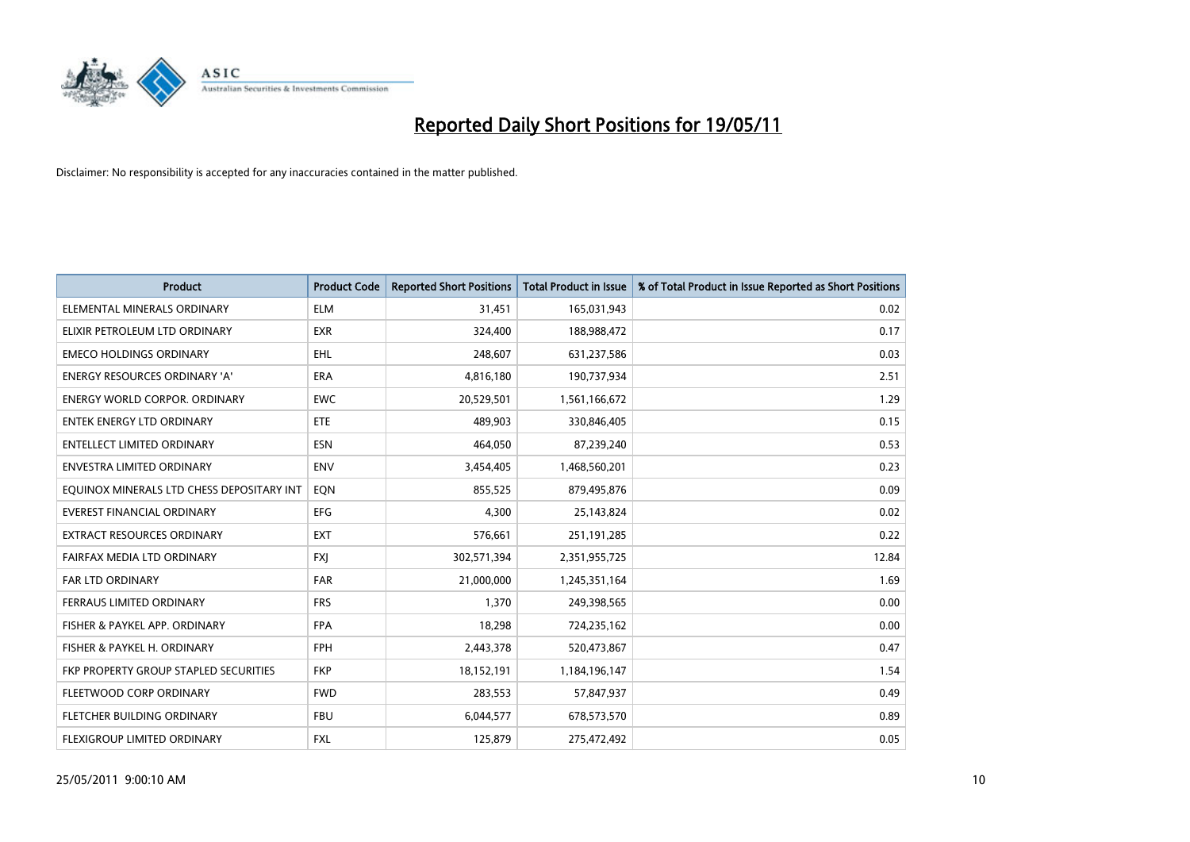# Reported Daily Short Positions for 19/05/11

Disclaimer: No responsibility is accepted for any inaccuracies contained in the matter published.

| Product | Product Code | Reported Short Positions | Total Product in Issue | % of Total Product in Issue Reported as Short Positions |
|---|---|---|---|---|
| ELEMENTAL MINERALS ORDINARY | ELM | 31,451 | 165,031,943 | 0.02 |
| ELIXIR PETROLEUM LTD ORDINARY | EXR | 324,400 | 188,988,472 | 0.17 |
| EMECO HOLDINGS ORDINARY | EHL | 248,607 | 631,237,586 | 0.03 |
| ENERGY RESOURCES ORDINARY 'A' | ERA | 4,816,180 | 190,737,934 | 2.51 |
| ENERGY WORLD CORPOR. ORDINARY | EWC | 20,529,501 | 1,561,166,672 | 1.29 |
| ENTEK ENERGY LTD ORDINARY | ETE | 489,903 | 330,846,405 | 0.15 |
| ENTELLECT LIMITED ORDINARY | ESN | 464,050 | 87,239,240 | 0.53 |
| ENVESTRA LIMITED ORDINARY | ENV | 3,454,405 | 1,468,560,201 | 0.23 |
| EQUINOX MINERALS LTD CHESS DEPOSITARY INT | EQN | 855,525 | 879,495,876 | 0.09 |
| EVEREST FINANCIAL ORDINARY | EFG | 4,300 | 25,143,824 | 0.02 |
| EXTRACT RESOURCES ORDINARY | EXT | 576,661 | 251,191,285 | 0.22 |
| FAIRFAX MEDIA LTD ORDINARY | FXJ | 302,571,394 | 2,351,955,725 | 12.84 |
| FAR LTD ORDINARY | FAR | 21,000,000 | 1,245,351,164 | 1.69 |
| FERRAUS LIMITED ORDINARY | FRS | 1,370 | 249,398,565 | 0.00 |
| FISHER & PAYKEL APP. ORDINARY | FPA | 18,298 | 724,235,162 | 0.00 |
| FISHER & PAYKEL H. ORDINARY | FPH | 2,443,378 | 520,473,867 | 0.47 |
| FKP PROPERTY GROUP STAPLED SECURITIES | FKP | 18,152,191 | 1,184,196,147 | 1.54 |
| FLEETWOOD CORP ORDINARY | FWD | 283,553 | 57,847,937 | 0.49 |
| FLETCHER BUILDING ORDINARY | FBU | 6,044,577 | 678,573,570 | 0.89 |
| FLEXIGROUP LIMITED ORDINARY | FXL | 125,879 | 275,472,492 | 0.05 |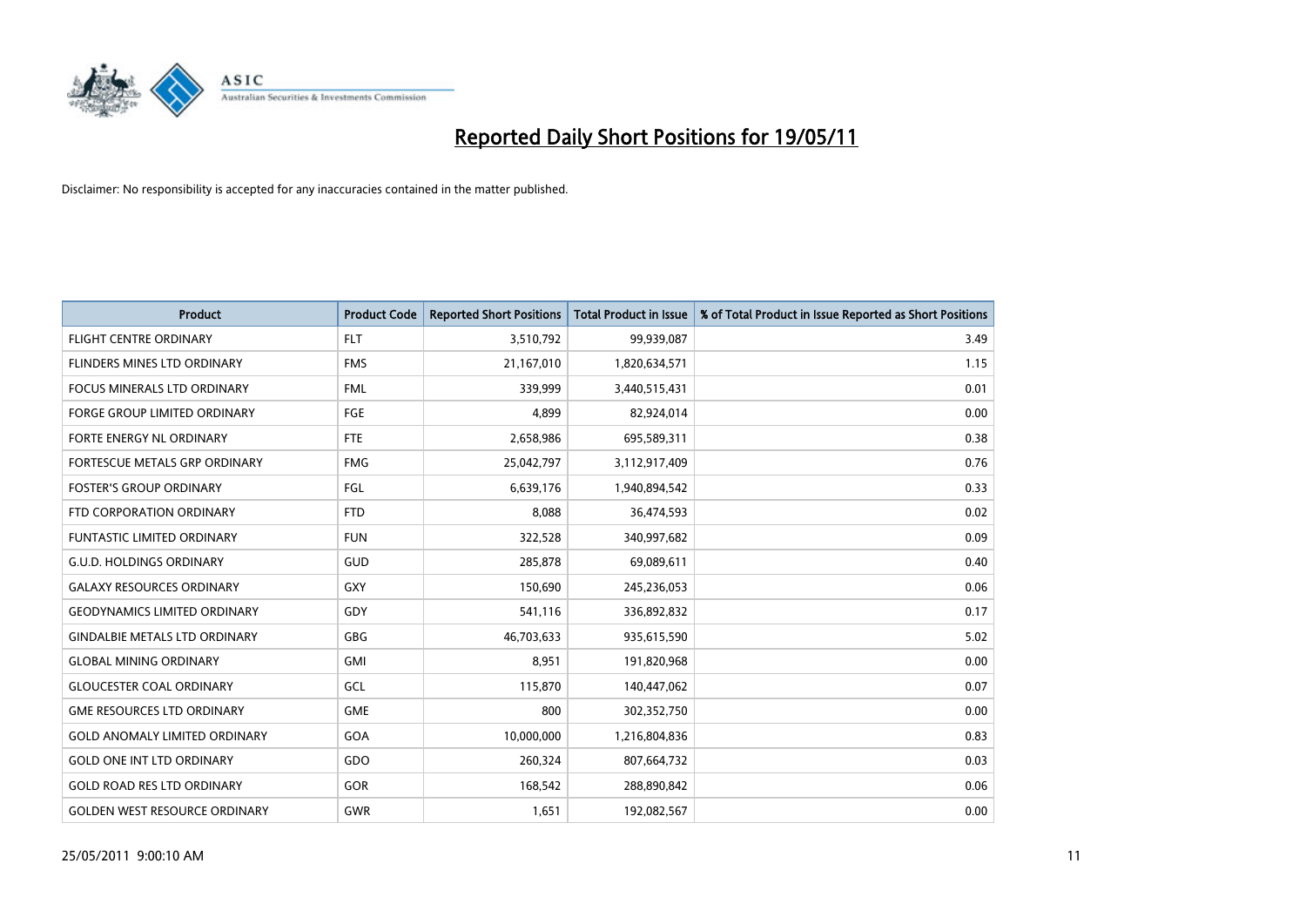# Reported Daily Short Positions for 19/05/11

Disclaimer: No responsibility is accepted for any inaccuracies contained in the matter published.

| Product | Product Code | Reported Short Positions | Total Product in Issue | % of Total Product in Issue Reported as Short Positions |
|---|---|---|---|---|
| FLIGHT CENTRE ORDINARY | FLT | 3,510,792 | 99,939,087 | 3.49 |
| FLINDERS MINES LTD ORDINARY | FMS | 21,167,010 | 1,820,634,571 | 1.15 |
| FOCUS MINERALS LTD ORDINARY | FML | 339,999 | 3,440,515,431 | 0.01 |
| FORGE GROUP LIMITED ORDINARY | FGE | 4,899 | 82,924,014 | 0.00 |
| FORTE ENERGY NL ORDINARY | FTE | 2,658,986 | 695,589,311 | 0.38 |
| FORTESCUE METALS GRP ORDINARY | FMG | 25,042,797 | 3,112,917,409 | 0.76 |
| FOSTER'S GROUP ORDINARY | FGL | 6,639,176 | 1,940,894,542 | 0.33 |
| FTD CORPORATION ORDINARY | FTD | 8,088 | 36,474,593 | 0.02 |
| FUNTASTIC LIMITED ORDINARY | FUN | 322,528 | 340,997,682 | 0.09 |
| G.U.D. HOLDINGS ORDINARY | GUD | 285,878 | 69,089,611 | 0.40 |
| GALAXY RESOURCES ORDINARY | GXY | 150,690 | 245,236,053 | 0.06 |
| GEODYNAMICS LIMITED ORDINARY | GDY | 541,116 | 336,892,832 | 0.17 |
| GINDALBIE METALS LTD ORDINARY | GBG | 46,703,633 | 935,615,590 | 5.02 |
| GLOBAL MINING ORDINARY | GMI | 8,951 | 191,820,968 | 0.00 |
| GLOUCESTER COAL ORDINARY | GCL | 115,870 | 140,447,062 | 0.07 |
| GME RESOURCES LTD ORDINARY | GME | 800 | 302,352,750 | 0.00 |
| GOLD ANOMALY LIMITED ORDINARY | GOA | 10,000,000 | 1,216,804,836 | 0.83 |
| GOLD ONE INT LTD ORDINARY | GDO | 260,324 | 807,664,732 | 0.03 |
| GOLD ROAD RES LTD ORDINARY | GOR | 168,542 | 288,890,842 | 0.06 |
| GOLDEN WEST RESOURCE ORDINARY | GWR | 1,651 | 192,082,567 | 0.00 |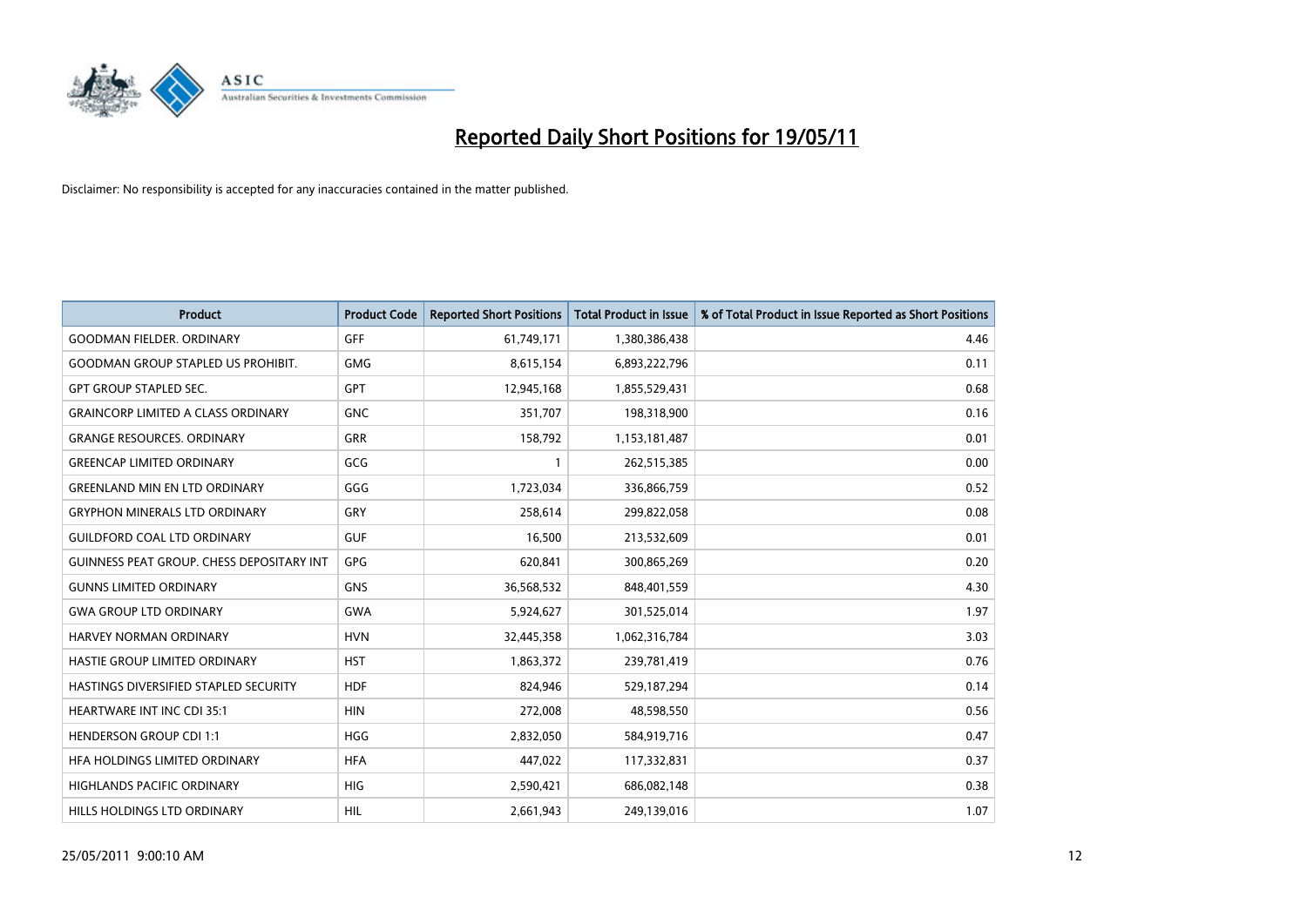# Reported Daily Short Positions for 19/05/11

Disclaimer: No responsibility is accepted for any inaccuracies contained in the matter published.

| Product | Product Code | Reported Short Positions | Total Product in Issue | % of Total Product in Issue Reported as Short Positions |
|---|---|---|---|---|
| GOODMAN FIELDER. ORDINARY | GFF | 61,749,171 | 1,380,386,438 | 4.46 |
| GOODMAN GROUP STAPLED US PROHIBIT. | GMG | 8,615,154 | 6,893,222,796 | 0.11 |
| GPT GROUP STAPLED SEC. | GPT | 12,945,168 | 1,855,529,431 | 0.68 |
| GRAINCORP LIMITED A CLASS ORDINARY | GNC | 351,707 | 198,318,900 | 0.16 |
| GRANGE RESOURCES. ORDINARY | GRR | 158,792 | 1,153,181,487 | 0.01 |
| GREENCAP LIMITED ORDINARY | GCG | 1 | 262,515,385 | 0.00 |
| GREENLAND MIN EN LTD ORDINARY | GGG | 1,723,034 | 336,866,759 | 0.52 |
| GRYPHON MINERALS LTD ORDINARY | GRY | 258,614 | 299,822,058 | 0.08 |
| GUILDFORD COAL LTD ORDINARY | GUF | 16,500 | 213,532,609 | 0.01 |
| GUINNESS PEAT GROUP. CHESS DEPOSITARY INT | GPG | 620,841 | 300,865,269 | 0.20 |
| GUNNS LIMITED ORDINARY | GNS | 36,568,532 | 848,401,559 | 4.30 |
| GWA GROUP LTD ORDINARY | GWA | 5,924,627 | 301,525,014 | 1.97 |
| HARVEY NORMAN ORDINARY | HVN | 32,445,358 | 1,062,316,784 | 3.03 |
| HASTIE GROUP LIMITED ORDINARY | HST | 1,863,372 | 239,781,419 | 0.76 |
| HASTINGS DIVERSIFIED STAPLED SECURITY | HDF | 824,946 | 529,187,294 | 0.14 |
| HEARTWARE INT INC CDI 35:1 | HIN | 272,008 | 48,598,550 | 0.56 |
| HENDERSON GROUP CDI 1:1 | HGG | 2,832,050 | 584,919,716 | 0.47 |
| HFA HOLDINGS LIMITED ORDINARY | HFA | 447,022 | 117,332,831 | 0.37 |
| HIGHLANDS PACIFIC ORDINARY | HIG | 2,590,421 | 686,082,148 | 0.38 |
| HILLS HOLDINGS LTD ORDINARY | HIL | 2,661,943 | 249,139,016 | 1.07 |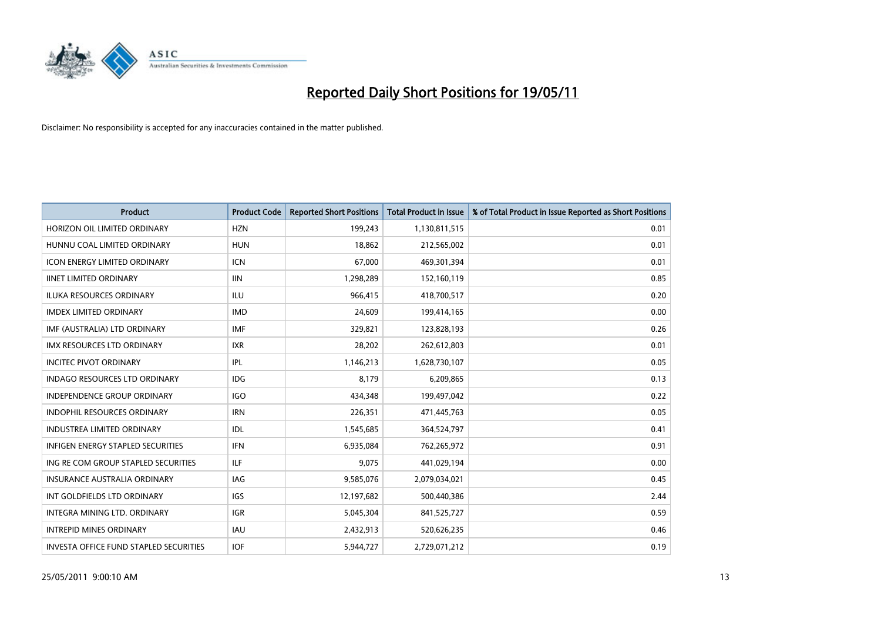# Reported Daily Short Positions for 19/05/11

Disclaimer: No responsibility is accepted for any inaccuracies contained in the matter published.

| Product | Product Code | Reported Short Positions | Total Product in Issue | % of Total Product in Issue Reported as Short Positions |
| --- | --- | --- | --- | --- |
| HORIZON OIL LIMITED ORDINARY | HZN | 199,243 | 1,130,811,515 | 0.01 |
| HUNNU COAL LIMITED ORDINARY | HUN | 18,862 | 212,565,002 | 0.01 |
| ICON ENERGY LIMITED ORDINARY | ICN | 67,000 | 469,301,394 | 0.01 |
| IINET LIMITED ORDINARY | IIN | 1,298,289 | 152,160,119 | 0.85 |
| ILUKA RESOURCES ORDINARY | ILU | 966,415 | 418,700,517 | 0.20 |
| IMDEX LIMITED ORDINARY | IMD | 24,609 | 199,414,165 | 0.00 |
| IMF (AUSTRALIA) LTD ORDINARY | IMF | 329,821 | 123,828,193 | 0.26 |
| IMX RESOURCES LTD ORDINARY | IXR | 28,202 | 262,612,803 | 0.01 |
| INCITEC PIVOT ORDINARY | IPL | 1,146,213 | 1,628,730,107 | 0.05 |
| INDAGO RESOURCES LTD ORDINARY | IDG | 8,179 | 6,209,865 | 0.13 |
| INDEPENDENCE GROUP ORDINARY | IGO | 434,348 | 199,497,042 | 0.22 |
| INDOPHIL RESOURCES ORDINARY | IRN | 226,351 | 471,445,763 | 0.05 |
| INDUSTREA LIMITED ORDINARY | IDL | 1,545,685 | 364,524,797 | 0.41 |
| INFIGEN ENERGY STAPLED SECURITIES | IFN | 6,935,084 | 762,265,972 | 0.91 |
| ING RE COM GROUP STAPLED SECURITIES | ILF | 9,075 | 441,029,194 | 0.00 |
| INSURANCE AUSTRALIA ORDINARY | IAG | 9,585,076 | 2,079,034,021 | 0.45 |
| INT GOLDFIELDS LTD ORDINARY | IGS | 12,197,682 | 500,440,386 | 2.44 |
| INTEGRA MINING LTD. ORDINARY | IGR | 5,045,304 | 841,525,727 | 0.59 |
| INTREPID MINES ORDINARY | IAU | 2,432,913 | 520,626,235 | 0.46 |
| INVESTA OFFICE FUND STAPLED SECURITIES | IOF | 5,944,727 | 2,729,071,212 | 0.19 |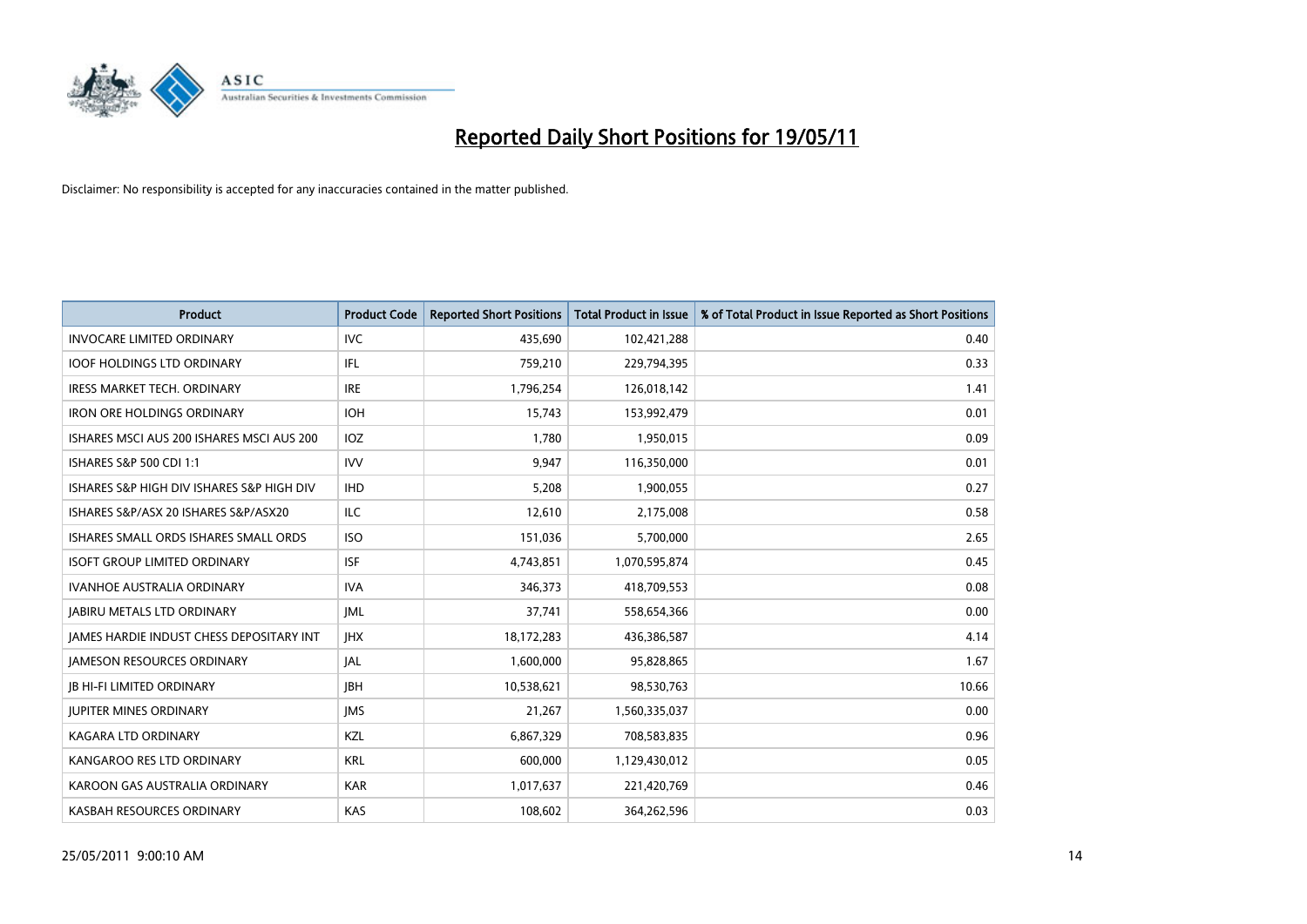# Reported Daily Short Positions for 19/05/11

Disclaimer: No responsibility is accepted for any inaccuracies contained in the matter published.

| Product | Product Code | Reported Short Positions | Total Product in Issue | % of Total Product in Issue Reported as Short Positions |
|---|---|---|---|---|
| INVOCARE LIMITED ORDINARY | IVC | 435,690 | 102,421,288 | 0.40 |
| IOOF HOLDINGS LTD ORDINARY | IFL | 759,210 | 229,794,395 | 0.33 |
| IRESS MARKET TECH. ORDINARY | IRE | 1,796,254 | 126,018,142 | 1.41 |
| IRON ORE HOLDINGS ORDINARY | IOH | 15,743 | 153,992,479 | 0.01 |
| ISHARES MSCI AUS 200 ISHARES MSCI AUS 200 | IOZ | 1,780 | 1,950,015 | 0.09 |
| ISHARES S&P 500 CDI 1:1 | IVV | 9,947 | 116,350,000 | 0.01 |
| ISHARES S&P HIGH DIV ISHARES S&P HIGH DIV | IHD | 5,208 | 1,900,055 | 0.27 |
| ISHARES S&P/ASX 20 ISHARES S&P/ASX20 | ILC | 12,610 | 2,175,008 | 0.58 |
| ISHARES SMALL ORDS ISHARES SMALL ORDS | ISO | 151,036 | 5,700,000 | 2.65 |
| ISOFT GROUP LIMITED ORDINARY | ISF | 4,743,851 | 1,070,595,874 | 0.45 |
| IVANHOE AUSTRALIA ORDINARY | IVA | 346,373 | 418,709,553 | 0.08 |
| JABIRU METALS LTD ORDINARY | JML | 37,741 | 558,654,366 | 0.00 |
| JAMES HARDIE INDUST CHESS DEPOSITARY INT | JHX | 18,172,283 | 436,386,587 | 4.14 |
| JAMESON RESOURCES ORDINARY | JAL | 1,600,000 | 95,828,865 | 1.67 |
| JB HI-FI LIMITED ORDINARY | JBH | 10,538,621 | 98,530,763 | 10.66 |
| JUPITER MINES ORDINARY | JMS | 21,267 | 1,560,335,037 | 0.00 |
| KAGARA LTD ORDINARY | KZL | 6,867,329 | 708,583,835 | 0.96 |
| KANGAROO RES LTD ORDINARY | KRL | 600,000 | 1,129,430,012 | 0.05 |
| KAROON GAS AUSTRALIA ORDINARY | KAR | 1,017,637 | 221,420,769 | 0.46 |
| KASBAH RESOURCES ORDINARY | KAS | 108,602 | 364,262,596 | 0.03 |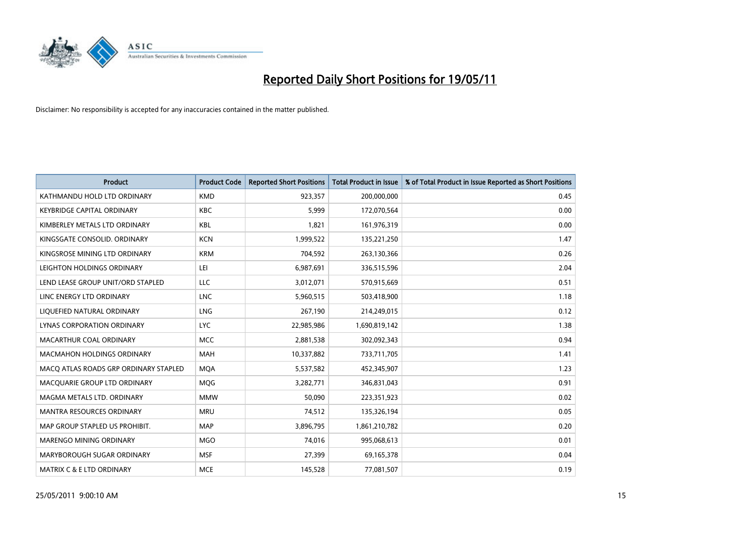# Reported Daily Short Positions for 19/05/11

Disclaimer: No responsibility is accepted for any inaccuracies contained in the matter published.

| Product | Product Code | Reported Short Positions | Total Product in Issue | % of Total Product in Issue Reported as Short Positions |
|---|---|---|---|---|
| KATHMANDU HOLD LTD ORDINARY | KMD | 923,357 | 200,000,000 | 0.45 |
| KEYBRIDGE CAPITAL ORDINARY | KBC | 5,999 | 172,070,564 | 0.00 |
| KIMBERLEY METALS LTD ORDINARY | KBL | 1,821 | 161,976,319 | 0.00 |
| KINGSGATE CONSOLID. ORDINARY | KCN | 1,999,522 | 135,221,250 | 1.47 |
| KINGSROSE MINING LTD ORDINARY | KRM | 704,592 | 263,130,366 | 0.26 |
| LEIGHTON HOLDINGS ORDINARY | LEI | 6,987,691 | 336,515,596 | 2.04 |
| LEND LEASE GROUP UNIT/ORD STAPLED | LLC | 3,012,071 | 570,915,669 | 0.51 |
| LINC ENERGY LTD ORDINARY | LNC | 5,960,515 | 503,418,900 | 1.18 |
| LIQUEFIED NATURAL ORDINARY | LNG | 267,190 | 214,249,015 | 0.12 |
| LYNAS CORPORATION ORDINARY | LYC | 22,985,986 | 1,690,819,142 | 1.38 |
| MACARTHUR COAL ORDINARY | MCC | 2,881,538 | 302,092,343 | 0.94 |
| MACMAHON HOLDINGS ORDINARY | MAH | 10,337,882 | 733,711,705 | 1.41 |
| MACQ ATLAS ROADS GRP ORDINARY STAPLED | MQA | 5,537,582 | 452,345,907 | 1.23 |
| MACQUARIE GROUP LTD ORDINARY | MQG | 3,282,771 | 346,831,043 | 0.91 |
| MAGMA METALS LTD. ORDINARY | MMW | 50,090 | 223,351,923 | 0.02 |
| MANTRA RESOURCES ORDINARY | MRU | 74,512 | 135,326,194 | 0.05 |
| MAP GROUP STAPLED US PROHIBIT. | MAP | 3,896,795 | 1,861,210,782 | 0.20 |
| MARENGO MINING ORDINARY | MGO | 74,016 | 995,068,613 | 0.01 |
| MARYBOROUGH SUGAR ORDINARY | MSF | 27,399 | 69,165,378 | 0.04 |
| MATRIX C & E LTD ORDINARY | MCE | 145,528 | 77,081,507 | 0.19 |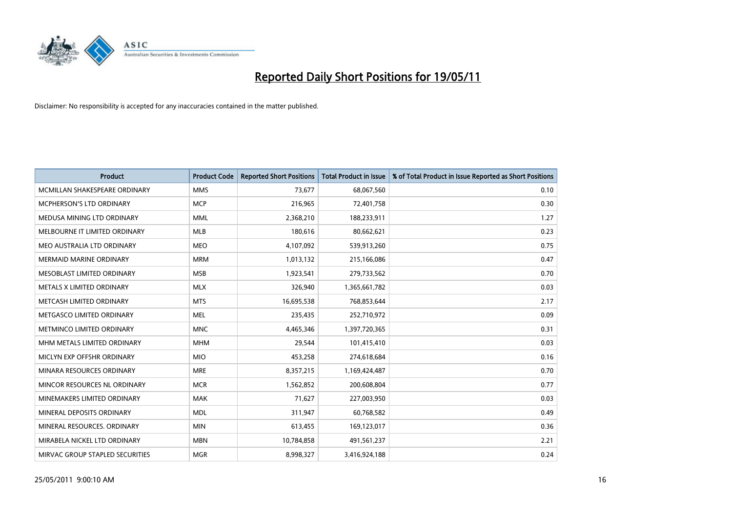# Reported Daily Short Positions for 19/05/11

Disclaimer: No responsibility is accepted for any inaccuracies contained in the matter published.

| Product | Product Code | Reported Short Positions | Total Product in Issue | % of Total Product in Issue Reported as Short Positions |
|---|---|---|---|---|
| MCMILLAN SHAKESPEARE ORDINARY | MMS | 73,677 | 68,067,560 | 0.10 |
| MCPHERSON'S LTD ORDINARY | MCP | 216,965 | 72,401,758 | 0.30 |
| MEDUSA MINING LTD ORDINARY | MML | 2,368,210 | 188,233,911 | 1.27 |
| MELBOURNE IT LIMITED ORDINARY | MLB | 180,616 | 80,662,621 | 0.23 |
| MEO AUSTRALIA LTD ORDINARY | MEO | 4,107,092 | 539,913,260 | 0.75 |
| MERMAID MARINE ORDINARY | MRM | 1,013,132 | 215,166,086 | 0.47 |
| MESOBLAST LIMITED ORDINARY | MSB | 1,923,541 | 279,733,562 | 0.70 |
| METALS X LIMITED ORDINARY | MLX | 326,940 | 1,365,661,782 | 0.03 |
| METCASH LIMITED ORDINARY | MTS | 16,695,538 | 768,853,644 | 2.17 |
| METGASCO LIMITED ORDINARY | MEL | 235,435 | 252,710,972 | 0.09 |
| METMINCO LIMITED ORDINARY | MNC | 4,465,346 | 1,397,720,365 | 0.31 |
| MHM METALS LIMITED ORDINARY | MHM | 29,544 | 101,415,410 | 0.03 |
| MICLYN EXP OFFSHR ORDINARY | MIO | 453,258 | 274,618,684 | 0.16 |
| MINARA RESOURCES ORDINARY | MRE | 8,357,215 | 1,169,424,487 | 0.70 |
| MINCOR RESOURCES NL ORDINARY | MCR | 1,562,852 | 200,608,804 | 0.77 |
| MINEMAKERS LIMITED ORDINARY | MAK | 71,627 | 227,003,950 | 0.03 |
| MINERAL DEPOSITS ORDINARY | MDL | 311,947 | 60,768,582 | 0.49 |
| MINERAL RESOURCES. ORDINARY | MIN | 613,455 | 169,123,017 | 0.36 |
| MIRABELA NICKEL LTD ORDINARY | MBN | 10,784,858 | 491,561,237 | 2.21 |
| MIRVAC GROUP STAPLED SECURITIES | MGR | 8,998,327 | 3,416,924,188 | 0.24 |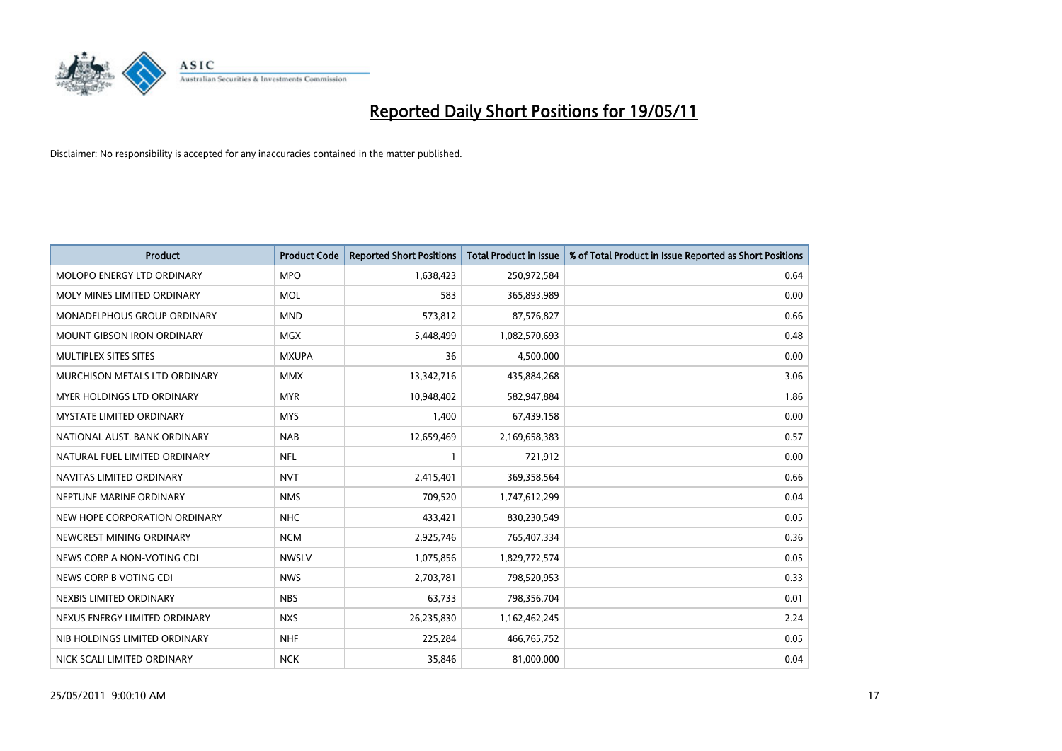# Reported Daily Short Positions for 19/05/11

Disclaimer: No responsibility is accepted for any inaccuracies contained in the matter published.

| Product | Product Code | Reported Short Positions | Total Product in Issue | % of Total Product in Issue Reported as Short Positions |
|---|---|---|---|---|
| MOLOPO ENERGY LTD ORDINARY | MPO | 1,638,423 | 250,972,584 | 0.64 |
| MOLY MINES LIMITED ORDINARY | MOL | 583 | 365,893,989 | 0.00 |
| MONADELPHOUS GROUP ORDINARY | MND | 573,812 | 87,576,827 | 0.66 |
| MOUNT GIBSON IRON ORDINARY | MGX | 5,448,499 | 1,082,570,693 | 0.48 |
| MULTIPLEX SITES SITES | MXUPA | 36 | 4,500,000 | 0.00 |
| MURCHISON METALS LTD ORDINARY | MMX | 13,342,716 | 435,884,268 | 3.06 |
| MYER HOLDINGS LTD ORDINARY | MYR | 10,948,402 | 582,947,884 | 1.86 |
| MYSTATE LIMITED ORDINARY | MYS | 1,400 | 67,439,158 | 0.00 |
| NATIONAL AUST. BANK ORDINARY | NAB | 12,659,469 | 2,169,658,383 | 0.57 |
| NATURAL FUEL LIMITED ORDINARY | NFL | 1 | 721,912 | 0.00 |
| NAVITAS LIMITED ORDINARY | NVT | 2,415,401 | 369,358,564 | 0.66 |
| NEPTUNE MARINE ORDINARY | NMS | 709,520 | 1,747,612,299 | 0.04 |
| NEW HOPE CORPORATION ORDINARY | NHC | 433,421 | 830,230,549 | 0.05 |
| NEWCREST MINING ORDINARY | NCM | 2,925,746 | 765,407,334 | 0.36 |
| NEWS CORP A NON-VOTING CDI | NWSLV | 1,075,856 | 1,829,772,574 | 0.05 |
| NEWS CORP B VOTING CDI | NWS | 2,703,781 | 798,520,953 | 0.33 |
| NEXBIS LIMITED ORDINARY | NBS | 63,733 | 798,356,704 | 0.01 |
| NEXUS ENERGY LIMITED ORDINARY | NXS | 26,235,830 | 1,162,462,245 | 2.24 |
| NIB HOLDINGS LIMITED ORDINARY | NHF | 225,284 | 466,765,752 | 0.05 |
| NICK SCALI LIMITED ORDINARY | NCK | 35,846 | 81,000,000 | 0.04 |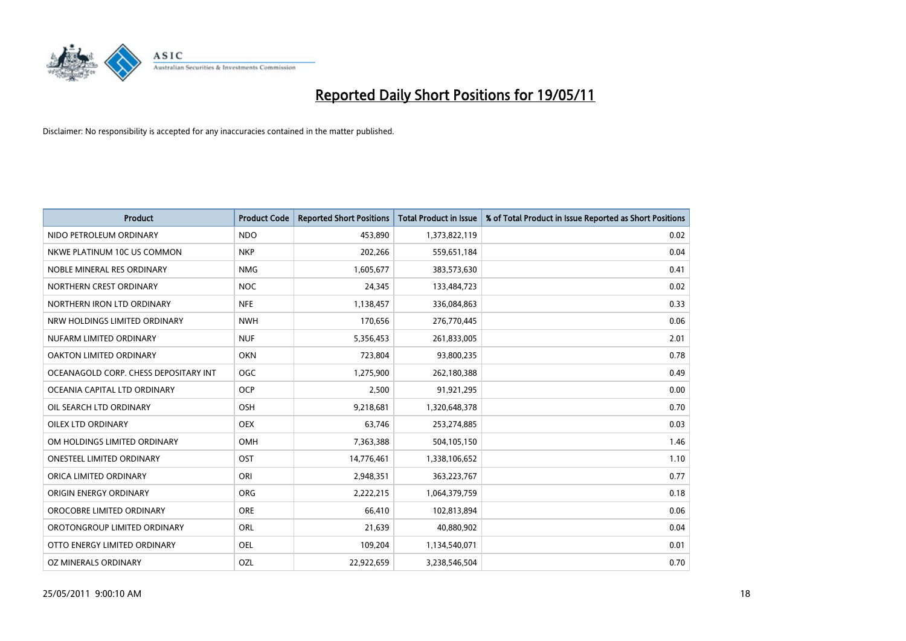# Reported Daily Short Positions for 19/05/11

Disclaimer: No responsibility is accepted for any inaccuracies contained in the matter published.

| Product | Product Code | Reported Short Positions | Total Product in Issue | % of Total Product in Issue Reported as Short Positions |
|---|---|---|---|---|
| NIDO PETROLEUM ORDINARY | NDO | 453,890 | 1,373,822,119 | 0.02 |
| NKWE PLATINUM 10C US COMMON | NKP | 202,266 | 559,651,184 | 0.04 |
| NOBLE MINERAL RES ORDINARY | NMG | 1,605,677 | 383,573,630 | 0.41 |
| NORTHERN CREST ORDINARY | NOC | 24,345 | 133,484,723 | 0.02 |
| NORTHERN IRON LTD ORDINARY | NFE | 1,138,457 | 336,084,863 | 0.33 |
| NRW HOLDINGS LIMITED ORDINARY | NWH | 170,656 | 276,770,445 | 0.06 |
| NUFARM LIMITED ORDINARY | NUF | 5,356,453 | 261,833,005 | 2.01 |
| OAKTON LIMITED ORDINARY | OKN | 723,804 | 93,800,235 | 0.78 |
| OCEANAGOLD CORP. CHESS DEPOSITARY INT | OGC | 1,275,900 | 262,180,388 | 0.49 |
| OCEANIA CAPITAL LTD ORDINARY | OCP | 2,500 | 91,921,295 | 0.00 |
| OIL SEARCH LTD ORDINARY | OSH | 9,218,681 | 1,320,648,378 | 0.70 |
| OILEX LTD ORDINARY | OEX | 63,746 | 253,274,885 | 0.03 |
| OM HOLDINGS LIMITED ORDINARY | OMH | 7,363,388 | 504,105,150 | 1.46 |
| ONESTEEL LIMITED ORDINARY | OST | 14,776,461 | 1,338,106,652 | 1.10 |
| ORICA LIMITED ORDINARY | ORI | 2,948,351 | 363,223,767 | 0.77 |
| ORIGIN ENERGY ORDINARY | ORG | 2,222,215 | 1,064,379,759 | 0.18 |
| OROCOBRE LIMITED ORDINARY | ORE | 66,410 | 102,813,894 | 0.06 |
| OROTONGROUP LIMITED ORDINARY | ORL | 21,639 | 40,880,902 | 0.04 |
| OTTO ENERGY LIMITED ORDINARY | OEL | 109,204 | 1,134,540,071 | 0.01 |
| OZ MINERALS ORDINARY | OZL | 22,922,659 | 3,238,546,504 | 0.70 |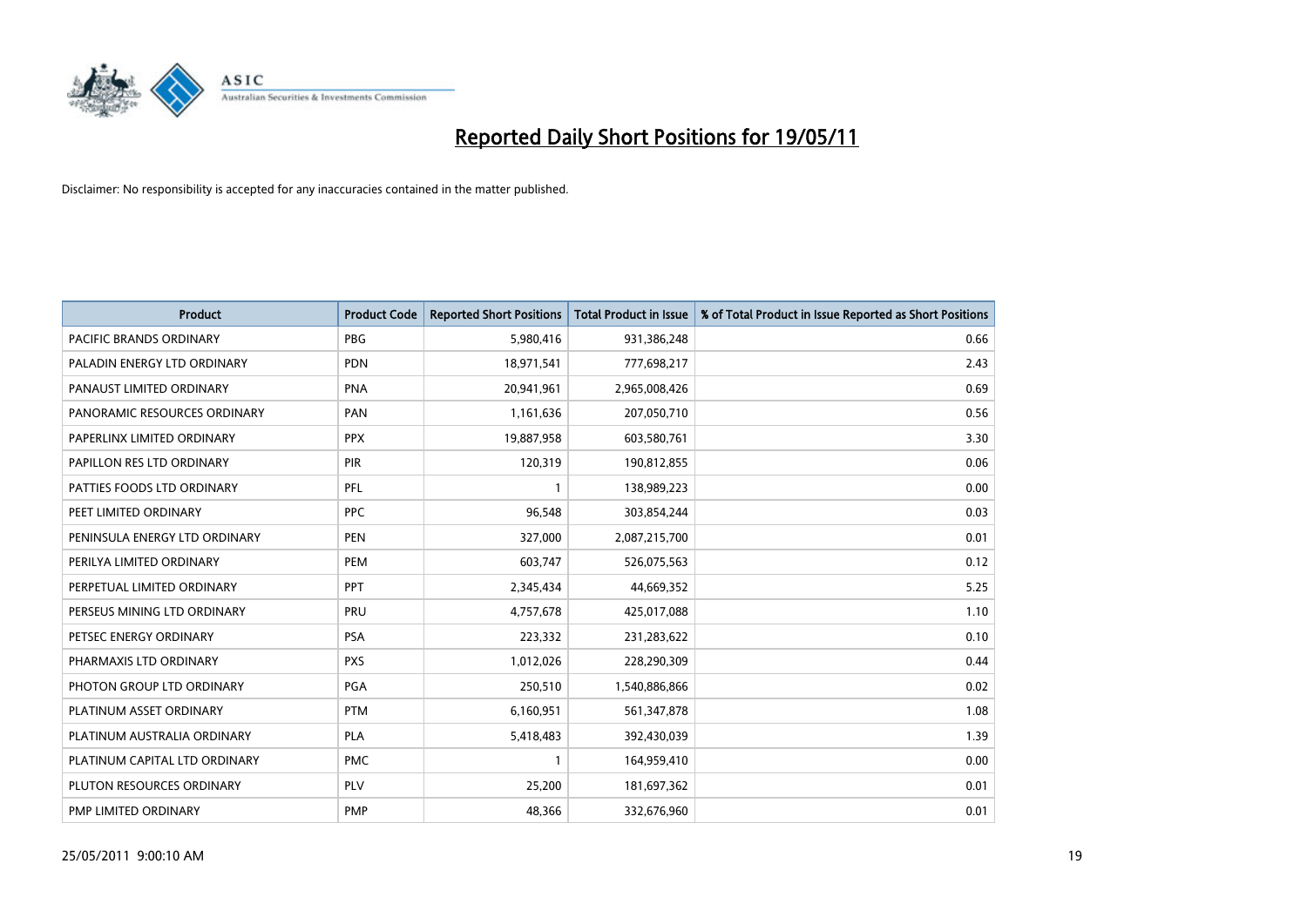# Reported Daily Short Positions for 19/05/11

Disclaimer: No responsibility is accepted for any inaccuracies contained in the matter published.

| Product | Product Code | Reported Short Positions | Total Product in Issue | % of Total Product in Issue Reported as Short Positions |
|---|---|---|---|---|
| PACIFIC BRANDS ORDINARY | PBG | 5,980,416 | 931,386,248 | 0.66 |
| PALADIN ENERGY LTD ORDINARY | PDN | 18,971,541 | 777,698,217 | 2.43 |
| PANAUST LIMITED ORDINARY | PNA | 20,941,961 | 2,965,008,426 | 0.69 |
| PANORAMIC RESOURCES ORDINARY | PAN | 1,161,636 | 207,050,710 | 0.56 |
| PAPERLINX LIMITED ORDINARY | PPX | 19,887,958 | 603,580,761 | 3.30 |
| PAPILLON RES LTD ORDINARY | PIR | 120,319 | 190,812,855 | 0.06 |
| PATTIES FOODS LTD ORDINARY | PFL | 1 | 138,989,223 | 0.00 |
| PEET LIMITED ORDINARY | PPC | 96,548 | 303,854,244 | 0.03 |
| PENINSULA ENERGY LTD ORDINARY | PEN | 327,000 | 2,087,215,700 | 0.01 |
| PERILYA LIMITED ORDINARY | PEM | 603,747 | 526,075,563 | 0.12 |
| PERPETUAL LIMITED ORDINARY | PPT | 2,345,434 | 44,669,352 | 5.25 |
| PERSEUS MINING LTD ORDINARY | PRU | 4,757,678 | 425,017,088 | 1.10 |
| PETSEC ENERGY ORDINARY | PSA | 223,332 | 231,283,622 | 0.10 |
| PHARMAXIS LTD ORDINARY | PXS | 1,012,026 | 228,290,309 | 0.44 |
| PHOTON GROUP LTD ORDINARY | PGA | 250,510 | 1,540,886,866 | 0.02 |
| PLATINUM ASSET ORDINARY | PTM | 6,160,951 | 561,347,878 | 1.08 |
| PLATINUM AUSTRALIA ORDINARY | PLA | 5,418,483 | 392,430,039 | 1.39 |
| PLATINUM CAPITAL LTD ORDINARY | PMC | 1 | 164,959,410 | 0.00 |
| PLUTON RESOURCES ORDINARY | PLV | 25,200 | 181,697,362 | 0.01 |
| PMP LIMITED ORDINARY | PMP | 48,366 | 332,676,960 | 0.01 |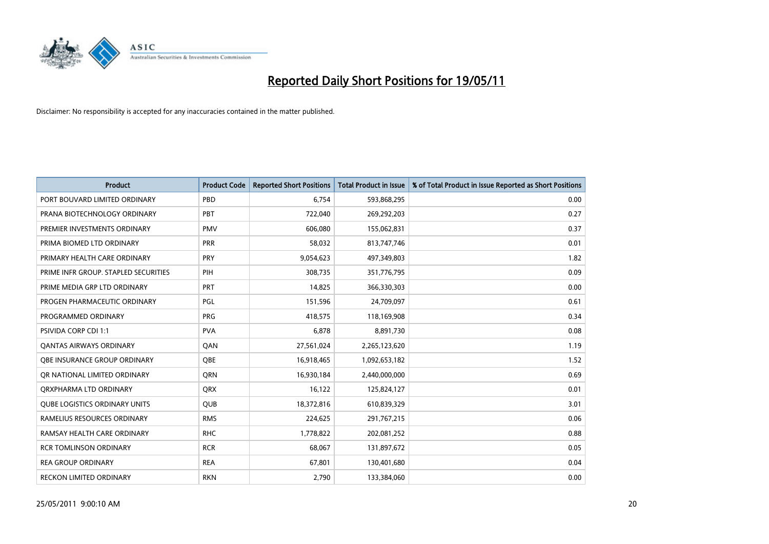# Reported Daily Short Positions for 19/05/11

Disclaimer: No responsibility is accepted for any inaccuracies contained in the matter published.

| Product | Product Code | Reported Short Positions | Total Product in Issue | % of Total Product in Issue Reported as Short Positions |
|---|---|---|---|---|
| PORT BOUVARD LIMITED ORDINARY | PBD | 6,754 | 593,868,295 | 0.00 |
| PRANA BIOTECHNOLOGY ORDINARY | PBT | 722,040 | 269,292,203 | 0.27 |
| PREMIER INVESTMENTS ORDINARY | PMV | 606,080 | 155,062,831 | 0.37 |
| PRIMA BIOMED LTD ORDINARY | PRR | 58,032 | 813,747,746 | 0.01 |
| PRIMARY HEALTH CARE ORDINARY | PRY | 9,054,623 | 497,349,803 | 1.82 |
| PRIME INFR GROUP. STAPLED SECURITIES | PIH | 308,735 | 351,776,795 | 0.09 |
| PRIME MEDIA GRP LTD ORDINARY | PRT | 14,825 | 366,330,303 | 0.00 |
| PROGEN PHARMACEUTIC ORDINARY | PGL | 151,596 | 24,709,097 | 0.61 |
| PROGRAMMED ORDINARY | PRG | 418,575 | 118,169,908 | 0.34 |
| PSIVIDA CORP CDI 1:1 | PVA | 6,878 | 8,891,730 | 0.08 |
| QANTAS AIRWAYS ORDINARY | QAN | 27,561,024 | 2,265,123,620 | 1.19 |
| QBE INSURANCE GROUP ORDINARY | QBE | 16,918,465 | 1,092,653,182 | 1.52 |
| QR NATIONAL LIMITED ORDINARY | QRN | 16,930,184 | 2,440,000,000 | 0.69 |
| QRXPHARMA LTD ORDINARY | QRX | 16,122 | 125,824,127 | 0.01 |
| QUBE LOGISTICS ORDINARY UNITS | QUB | 18,372,816 | 610,839,329 | 3.01 |
| RAMELIUS RESOURCES ORDINARY | RMS | 224,625 | 291,767,215 | 0.06 |
| RAMSAY HEALTH CARE ORDINARY | RHC | 1,778,822 | 202,081,252 | 0.88 |
| RCR TOMLINSON ORDINARY | RCR | 68,067 | 131,897,672 | 0.05 |
| REA GROUP ORDINARY | REA | 67,801 | 130,401,680 | 0.04 |
| RECKON LIMITED ORDINARY | RKN | 2,790 | 133,384,060 | 0.00 |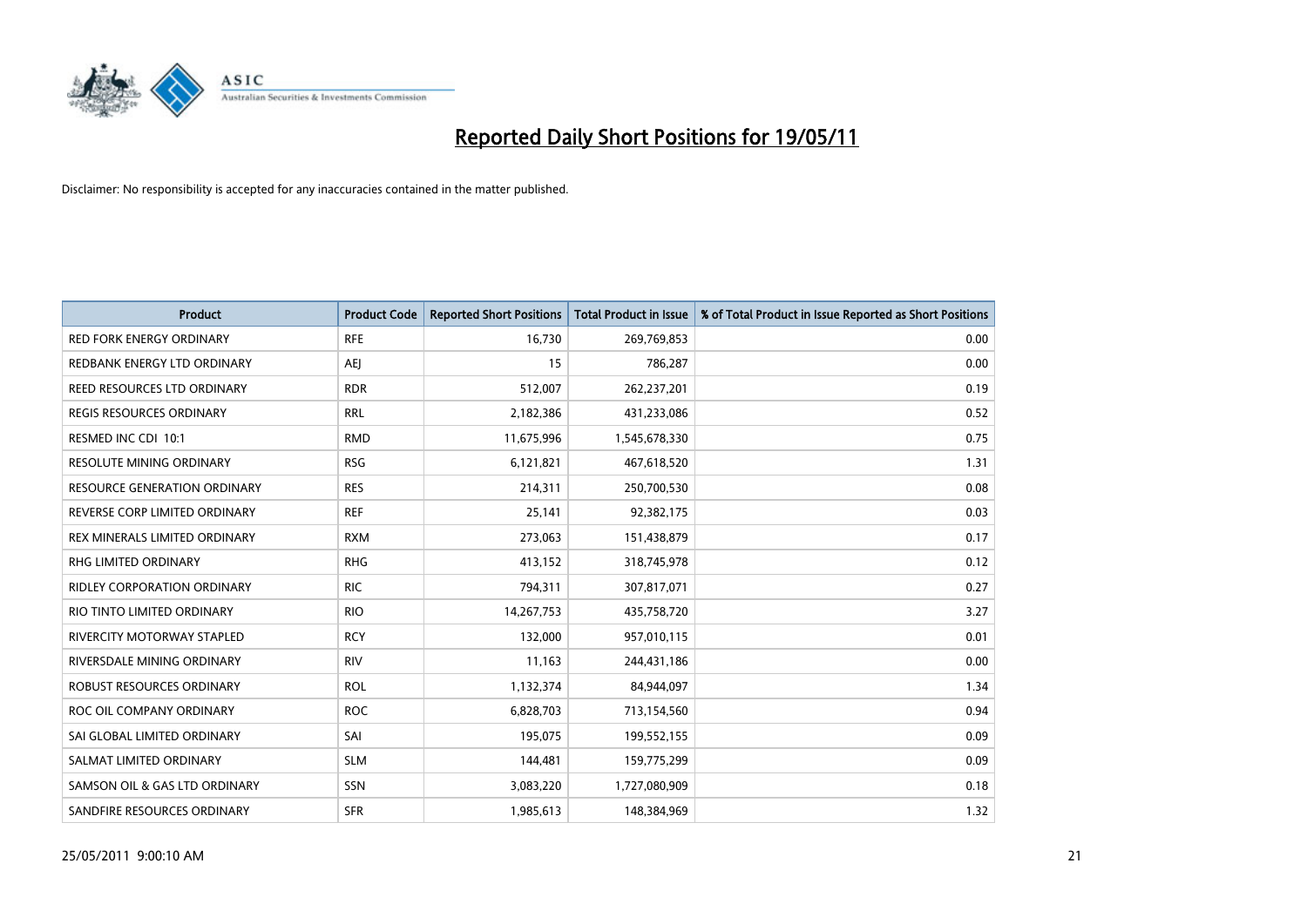# Reported Daily Short Positions for 19/05/11

Disclaimer: No responsibility is accepted for any inaccuracies contained in the matter published.

| Product | Product Code | Reported Short Positions | Total Product in Issue | % of Total Product in Issue Reported as Short Positions |
|---|---|---|---|---|
| RED FORK ENERGY ORDINARY | RFE | 16,730 | 269,769,853 | 0.00 |
| REDBANK ENERGY LTD ORDINARY | AEJ | 15 | 786,287 | 0.00 |
| REED RESOURCES LTD ORDINARY | RDR | 512,007 | 262,237,201 | 0.19 |
| REGIS RESOURCES ORDINARY | RRL | 2,182,386 | 431,233,086 | 0.52 |
| RESMED INC CDI 10:1 | RMD | 11,675,996 | 1,545,678,330 | 0.75 |
| RESOLUTE MINING ORDINARY | RSG | 6,121,821 | 467,618,520 | 1.31 |
| RESOURCE GENERATION ORDINARY | RES | 214,311 | 250,700,530 | 0.08 |
| REVERSE CORP LIMITED ORDINARY | REF | 25,141 | 92,382,175 | 0.03 |
| REX MINERALS LIMITED ORDINARY | RXM | 273,063 | 151,438,879 | 0.17 |
| RHG LIMITED ORDINARY | RHG | 413,152 | 318,745,978 | 0.12 |
| RIDLEY CORPORATION ORDINARY | RIC | 794,311 | 307,817,071 | 0.27 |
| RIO TINTO LIMITED ORDINARY | RIO | 14,267,753 | 435,758,720 | 3.27 |
| RIVERCITY MOTORWAY STAPLED | RCY | 132,000 | 957,010,115 | 0.01 |
| RIVERSDALE MINING ORDINARY | RIV | 11,163 | 244,431,186 | 0.00 |
| ROBUST RESOURCES ORDINARY | ROL | 1,132,374 | 84,944,097 | 1.34 |
| ROC OIL COMPANY ORDINARY | ROC | 6,828,703 | 713,154,560 | 0.94 |
| SAI GLOBAL LIMITED ORDINARY | SAI | 195,075 | 199,552,155 | 0.09 |
| SALMAT LIMITED ORDINARY | SLM | 144,481 | 159,775,299 | 0.09 |
| SAMSON OIL & GAS LTD ORDINARY | SSN | 3,083,220 | 1,727,080,909 | 0.18 |
| SANDFIRE RESOURCES ORDINARY | SFR | 1,985,613 | 148,384,969 | 1.32 |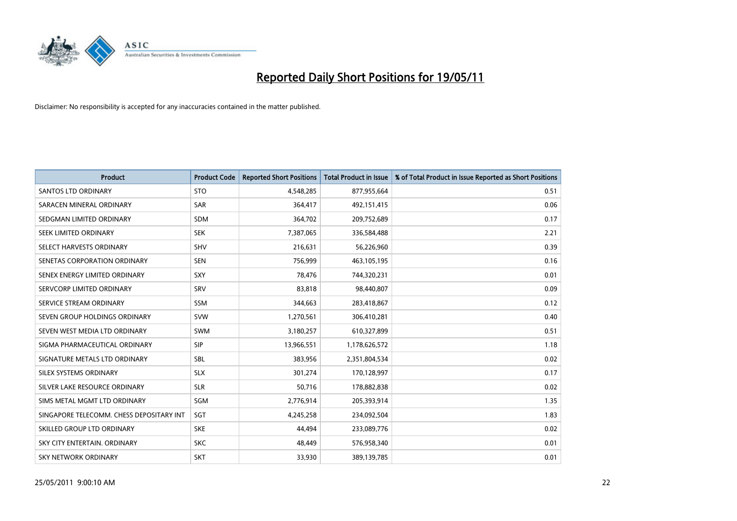# Reported Daily Short Positions for 19/05/11

Disclaimer: No responsibility is accepted for any inaccuracies contained in the matter published.

| Product | Product Code | Reported Short Positions | Total Product in Issue | % of Total Product in Issue Reported as Short Positions |
|---|---|---|---|---|
| SANTOS LTD ORDINARY | STO | 4,548,285 | 877,955,664 | 0.51 |
| SARACEN MINERAL ORDINARY | SAR | 364,417 | 492,151,415 | 0.06 |
| SEDGMAN LIMITED ORDINARY | SDM | 364,702 | 209,752,689 | 0.17 |
| SEEK LIMITED ORDINARY | SEK | 7,387,065 | 336,584,488 | 2.21 |
| SELECT HARVESTS ORDINARY | SHV | 216,631 | 56,226,960 | 0.39 |
| SENETAS CORPORATION ORDINARY | SEN | 756,999 | 463,105,195 | 0.16 |
| SENEX ENERGY LIMITED ORDINARY | SXY | 78,476 | 744,320,231 | 0.01 |
| SERVCORP LIMITED ORDINARY | SRV | 83,818 | 98,440,807 | 0.09 |
| SERVICE STREAM ORDINARY | SSM | 344,663 | 283,418,867 | 0.12 |
| SEVEN GROUP HOLDINGS ORDINARY | SVW | 1,270,561 | 306,410,281 | 0.40 |
| SEVEN WEST MEDIA LTD ORDINARY | SWM | 3,180,257 | 610,327,899 | 0.51 |
| SIGMA PHARMACEUTICAL ORDINARY | SIP | 13,966,551 | 1,178,626,572 | 1.18 |
| SIGNATURE METALS LTD ORDINARY | SBL | 383,956 | 2,351,804,534 | 0.02 |
| SILEX SYSTEMS ORDINARY | SLX | 301,274 | 170,128,997 | 0.17 |
| SILVER LAKE RESOURCE ORDINARY | SLR | 50,716 | 178,882,838 | 0.02 |
| SIMS METAL MGMT LTD ORDINARY | SGM | 2,776,914 | 205,393,914 | 1.35 |
| SINGAPORE TELECOMM. CHESS DEPOSITARY INT | SGT | 4,245,258 | 234,092,504 | 1.83 |
| SKILLED GROUP LTD ORDINARY | SKE | 44,494 | 233,089,776 | 0.02 |
| SKY CITY ENTERTAIN. ORDINARY | SKC | 48,449 | 576,958,340 | 0.01 |
| SKY NETWORK ORDINARY | SKT | 33,930 | 389,139,785 | 0.01 |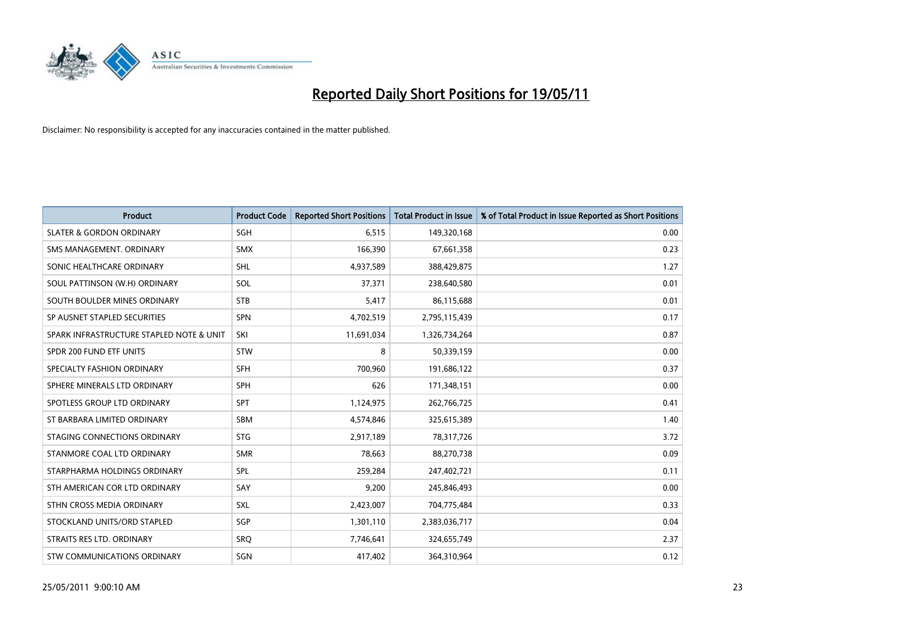# Reported Daily Short Positions for 19/05/11

Disclaimer: No responsibility is accepted for any inaccuracies contained in the matter published.

| Product | Product Code | Reported Short Positions | Total Product in Issue | % of Total Product in Issue Reported as Short Positions |
|---|---|---|---|---|
| SLATER & GORDON ORDINARY | SGH | 6,515 | 149,320,168 | 0.00 |
| SMS MANAGEMENT. ORDINARY | SMX | 166,390 | 67,661,358 | 0.23 |
| SONIC HEALTHCARE ORDINARY | SHL | 4,937,589 | 388,429,875 | 1.27 |
| SOUL PATTINSON (W.H) ORDINARY | SOL | 37,371 | 238,640,580 | 0.01 |
| SOUTH BOULDER MINES ORDINARY | STB | 5,417 | 86,115,688 | 0.01 |
| SP AUSNET STAPLED SECURITIES | SPN | 4,702,519 | 2,795,115,439 | 0.17 |
| SPARK INFRASTRUCTURE STAPLED NOTE & UNIT | SKI | 11,691,034 | 1,326,734,264 | 0.87 |
| SPDR 200 FUND ETF UNITS | STW | 8 | 50,339,159 | 0.00 |
| SPECIALTY FASHION ORDINARY | SFH | 700,960 | 191,686,122 | 0.37 |
| SPHERE MINERALS LTD ORDINARY | SPH | 626 | 171,348,151 | 0.00 |
| SPOTLESS GROUP LTD ORDINARY | SPT | 1,124,975 | 262,766,725 | 0.41 |
| ST BARBARA LIMITED ORDINARY | SBM | 4,574,846 | 325,615,389 | 1.40 |
| STAGING CONNECTIONS ORDINARY | STG | 2,917,189 | 78,317,726 | 3.72 |
| STANMORE COAL LTD ORDINARY | SMR | 78,663 | 88,270,738 | 0.09 |
| STARPHARMA HOLDINGS ORDINARY | SPL | 259,284 | 247,402,721 | 0.11 |
| STH AMERICAN COR LTD ORDINARY | SAY | 9,200 | 245,846,493 | 0.00 |
| STHN CROSS MEDIA ORDINARY | SXL | 2,423,007 | 704,775,484 | 0.33 |
| STOCKLAND UNITS/ORD STAPLED | SGP | 1,301,110 | 2,383,036,717 | 0.04 |
| STRAITS RES LTD. ORDINARY | SRQ | 7,746,641 | 324,655,749 | 2.37 |
| STW COMMUNICATIONS ORDINARY | SGN | 417,402 | 364,310,964 | 0.12 |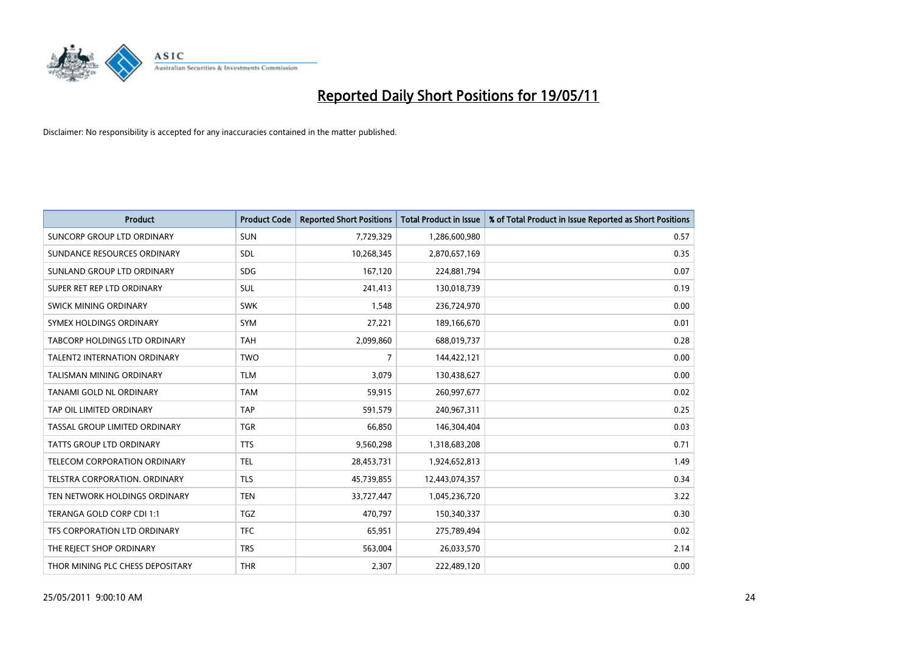# Reported Daily Short Positions for 19/05/11

Disclaimer: No responsibility is accepted for any inaccuracies contained in the matter published.

| Product | Product Code | Reported Short Positions | Total Product in Issue | % of Total Product in Issue Reported as Short Positions |
|---|---|---|---|---|
| SUNCORP GROUP LTD ORDINARY | SUN | 7,729,329 | 1,286,600,980 | 0.57 |
| SUNDANCE RESOURCES ORDINARY | SDL | 10,268,345 | 2,870,657,169 | 0.35 |
| SUNLAND GROUP LTD ORDINARY | SDG | 167,120 | 224,881,794 | 0.07 |
| SUPER RET REP LTD ORDINARY | SUL | 241,413 | 130,018,739 | 0.19 |
| SWICK MINING ORDINARY | SWK | 1,548 | 236,724,970 | 0.00 |
| SYMEX HOLDINGS ORDINARY | SYM | 27,221 | 189,166,670 | 0.01 |
| TABCORP HOLDINGS LTD ORDINARY | TAH | 2,099,860 | 688,019,737 | 0.28 |
| TALENT2 INTERNATION ORDINARY | TWO | 7 | 144,422,121 | 0.00 |
| TALISMAN MINING ORDINARY | TLM | 3,079 | 130,438,627 | 0.00 |
| TANAMI GOLD NL ORDINARY | TAM | 59,915 | 260,997,677 | 0.02 |
| TAP OIL LIMITED ORDINARY | TAP | 591,579 | 240,967,311 | 0.25 |
| TASSAL GROUP LIMITED ORDINARY | TGR | 66,850 | 146,304,404 | 0.03 |
| TATTS GROUP LTD ORDINARY | TTS | 9,560,298 | 1,318,683,208 | 0.71 |
| TELECOM CORPORATION ORDINARY | TEL | 28,453,731 | 1,924,652,813 | 1.49 |
| TELSTRA CORPORATION. ORDINARY | TLS | 45,739,855 | 12,443,074,357 | 0.34 |
| TEN NETWORK HOLDINGS ORDINARY | TEN | 33,727,447 | 1,045,236,720 | 3.22 |
| TERANGA GOLD CORP CDI 1:1 | TGZ | 470,797 | 150,340,337 | 0.30 |
| TFS CORPORATION LTD ORDINARY | TFC | 65,951 | 275,789,494 | 0.02 |
| THE REJECT SHOP ORDINARY | TRS | 563,004 | 26,033,570 | 2.14 |
| THOR MINING PLC CHESS DEPOSITARY | THR | 2,307 | 222,489,120 | 0.00 |

25/05/2011 9:00:10 AM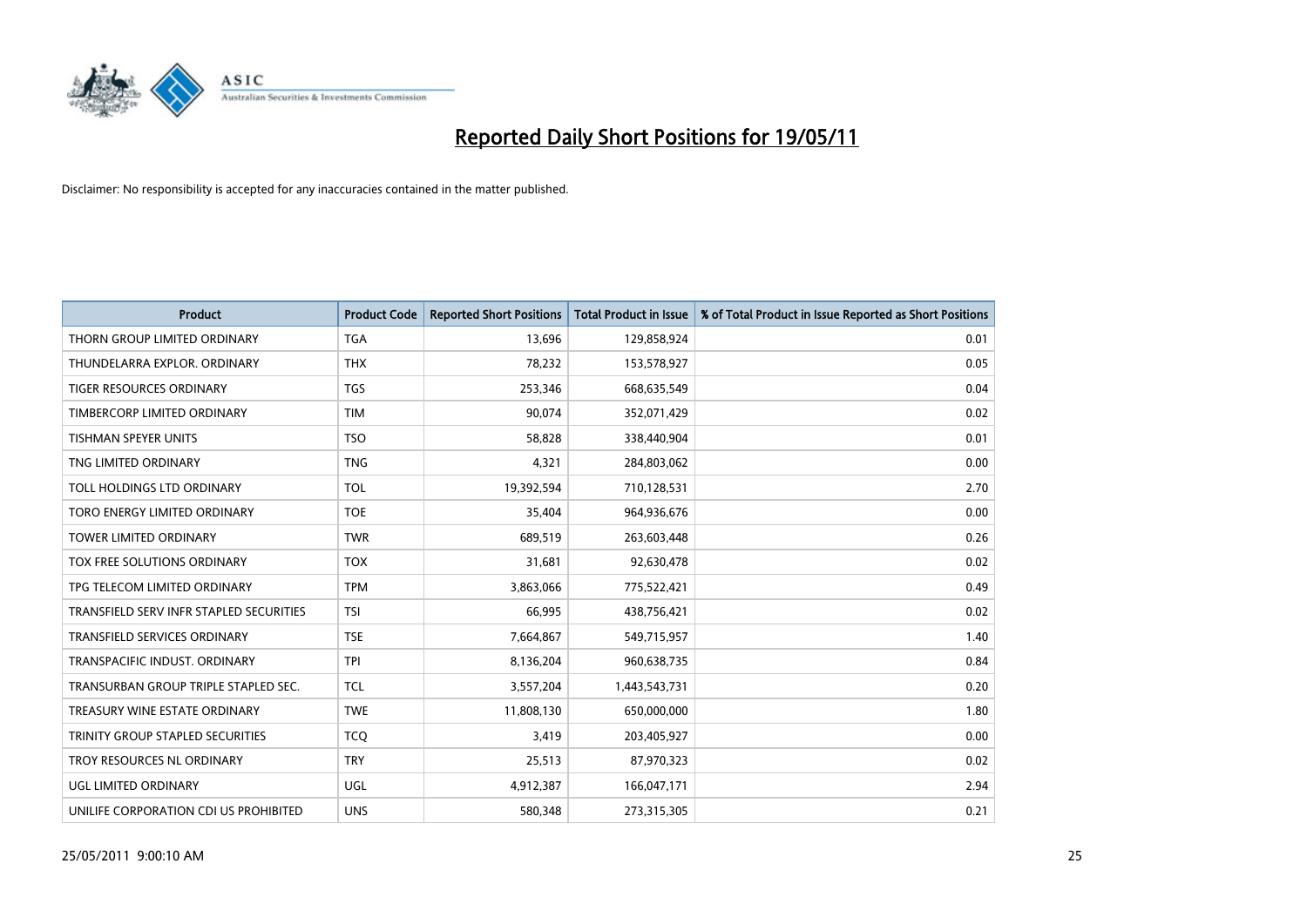# Reported Daily Short Positions for 19/05/11

Disclaimer: No responsibility is accepted for any inaccuracies contained in the matter published.

| Product | Product Code | Reported Short Positions | Total Product in Issue | % of Total Product in Issue Reported as Short Positions |
|---|---|---|---|---|
| THORN GROUP LIMITED ORDINARY | TGA | 13,696 | 129,858,924 | 0.01 |
| THUNDELARRA EXPLOR. ORDINARY | THX | 78,232 | 153,578,927 | 0.05 |
| TIGER RESOURCES ORDINARY | TGS | 253,346 | 668,635,549 | 0.04 |
| TIMBERCORP LIMITED ORDINARY | TIM | 90,074 | 352,071,429 | 0.02 |
| TISHMAN SPEYER UNITS | TSO | 58,828 | 338,440,904 | 0.01 |
| TNG LIMITED ORDINARY | TNG | 4,321 | 284,803,062 | 0.00 |
| TOLL HOLDINGS LTD ORDINARY | TOL | 19,392,594 | 710,128,531 | 2.70 |
| TORO ENERGY LIMITED ORDINARY | TOE | 35,404 | 964,936,676 | 0.00 |
| TOWER LIMITED ORDINARY | TWR | 689,519 | 263,603,448 | 0.26 |
| TOX FREE SOLUTIONS ORDINARY | TOX | 31,681 | 92,630,478 | 0.02 |
| TPG TELECOM LIMITED ORDINARY | TPM | 3,863,066 | 775,522,421 | 0.49 |
| TRANSFIELD SERV INFR STAPLED SECURITIES | TSI | 66,995 | 438,756,421 | 0.02 |
| TRANSFIELD SERVICES ORDINARY | TSE | 7,664,867 | 549,715,957 | 1.40 |
| TRANSPACIFIC INDUST. ORDINARY | TPI | 8,136,204 | 960,638,735 | 0.84 |
| TRANSURBAN GROUP TRIPLE STAPLED SEC. | TCL | 3,557,204 | 1,443,543,731 | 0.20 |
| TREASURY WINE ESTATE ORDINARY | TWE | 11,808,130 | 650,000,000 | 1.80 |
| TRINITY GROUP STAPLED SECURITIES | TCQ | 3,419 | 203,405,927 | 0.00 |
| TROY RESOURCES NL ORDINARY | TRY | 25,513 | 87,970,323 | 0.02 |
| UGL LIMITED ORDINARY | UGL | 4,912,387 | 166,047,171 | 2.94 |
| UNILIFE CORPORATION CDI US PROHIBITED | UNS | 580,348 | 273,315,305 | 0.21 |

25/05/2011 9:00:10 AM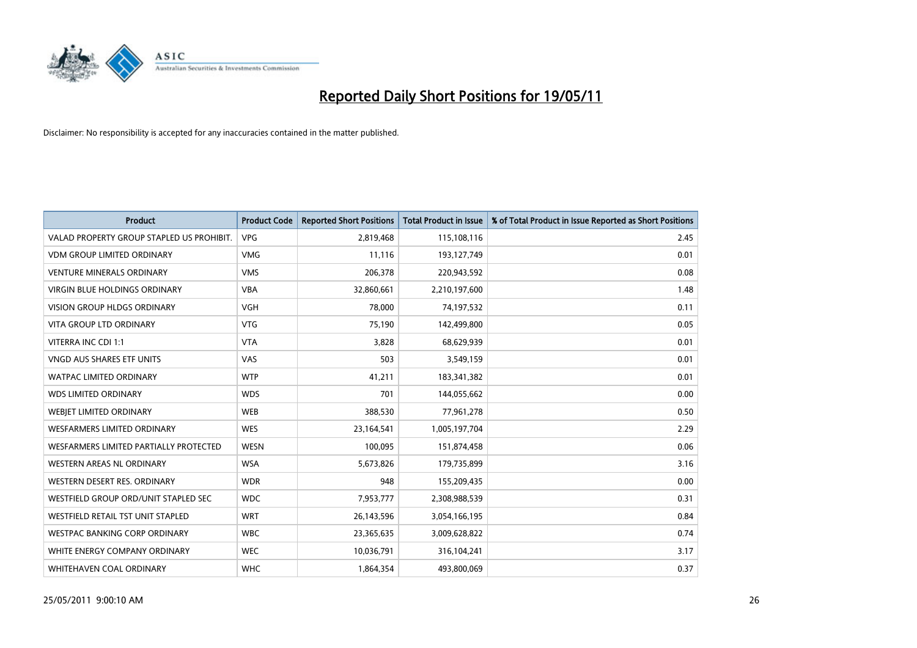# Reported Daily Short Positions for 19/05/11

Disclaimer: No responsibility is accepted for any inaccuracies contained in the matter published.

| Product | Product Code | Reported Short Positions | Total Product in Issue | % of Total Product in Issue Reported as Short Positions |
|---|---|---|---|---|
| VALAD PROPERTY GROUP STAPLED US PROHIBIT. | VPG | 2,819,468 | 115,108,116 | 2.45 |
| VDM GROUP LIMITED ORDINARY | VMG | 11,116 | 193,127,749 | 0.01 |
| VENTURE MINERALS ORDINARY | VMS | 206,378 | 220,943,592 | 0.08 |
| VIRGIN BLUE HOLDINGS ORDINARY | VBA | 32,860,661 | 2,210,197,600 | 1.48 |
| VISION GROUP HLDGS ORDINARY | VGH | 78,000 | 74,197,532 | 0.11 |
| VITA GROUP LTD ORDINARY | VTG | 75,190 | 142,499,800 | 0.05 |
| VITERRA INC CDI 1:1 | VTA | 3,828 | 68,629,939 | 0.01 |
| VNGD AUS SHARES ETF UNITS | VAS | 503 | 3,549,159 | 0.01 |
| WATPAC LIMITED ORDINARY | WTP | 41,211 | 183,341,382 | 0.01 |
| WDS LIMITED ORDINARY | WDS | 701 | 144,055,662 | 0.00 |
| WEBJET LIMITED ORDINARY | WEB | 388,530 | 77,961,278 | 0.50 |
| WESFARMERS LIMITED ORDINARY | WES | 23,164,541 | 1,005,197,704 | 2.29 |
| WESFARMERS LIMITED PARTIALLY PROTECTED | WESN | 100,095 | 151,874,458 | 0.06 |
| WESTERN AREAS NL ORDINARY | WSA | 5,673,826 | 179,735,899 | 3.16 |
| WESTERN DESERT RES. ORDINARY | WDR | 948 | 155,209,435 | 0.00 |
| WESTFIELD GROUP ORD/UNIT STAPLED SEC | WDC | 7,953,777 | 2,308,988,539 | 0.31 |
| WESTFIELD RETAIL TST UNIT STAPLED | WRT | 26,143,596 | 3,054,166,195 | 0.84 |
| WESTPAC BANKING CORP ORDINARY | WBC | 23,365,635 | 3,009,628,822 | 0.74 |
| WHITE ENERGY COMPANY ORDINARY | WEC | 10,036,791 | 316,104,241 | 3.17 |
| WHITEHAVEN COAL ORDINARY | WHC | 1,864,354 | 493,800,069 | 0.37 |

25/05/2011 9:00:10 AM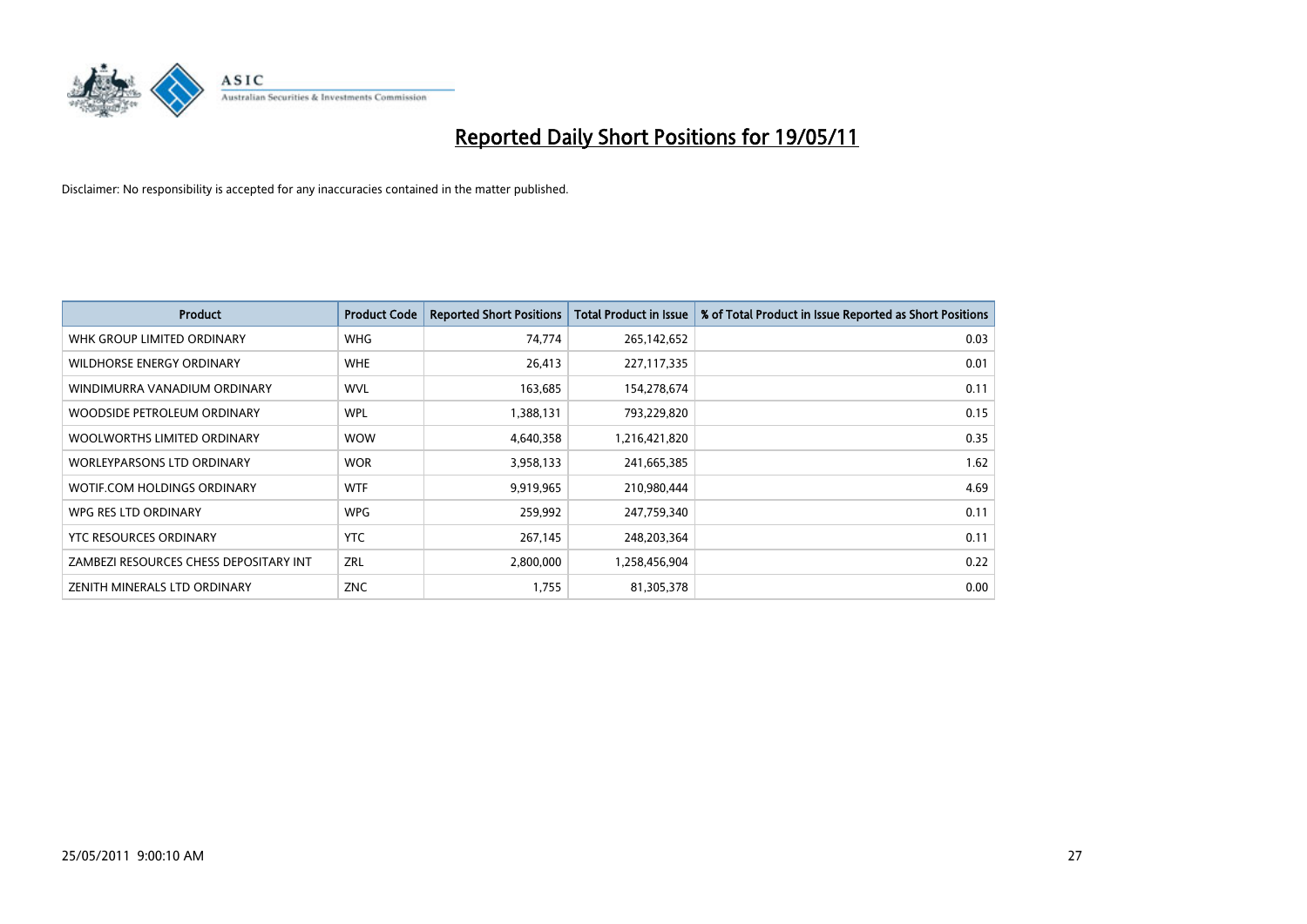# Reported Daily Short Positions for 19/05/11

Disclaimer: No responsibility is accepted for any inaccuracies contained in the matter published.

| Product | Product Code | Reported Short Positions | Total Product in Issue | % of Total Product in Issue Reported as Short Positions |
|---|---|---|---|---|
| WHK GROUP LIMITED ORDINARY | WHG | 74,774 | 265,142,652 | 0.03 |
| WILDHORSE ENERGY ORDINARY | WHE | 26,413 | 227,117,335 | 0.01 |
| WINDIMURRA VANADIUM ORDINARY | WVL | 163,685 | 154,278,674 | 0.11 |
| WOODSIDE PETROLEUM ORDINARY | WPL | 1,388,131 | 793,229,820 | 0.15 |
| WOOLWORTHS LIMITED ORDINARY | WOW | 4,640,358 | 1,216,421,820 | 0.35 |
| WORLEYPARSONS LTD ORDINARY | WOR | 3,958,133 | 241,665,385 | 1.62 |
| WOTIF.COM HOLDINGS ORDINARY | WTF | 9,919,965 | 210,980,444 | 4.69 |
| WPG RES LTD ORDINARY | WPG | 259,992 | 247,759,340 | 0.11 |
| YTC RESOURCES ORDINARY | YTC | 267,145 | 248,203,364 | 0.11 |
| ZAMBEZI RESOURCES CHESS DEPOSITARY INT | ZRL | 2,800,000 | 1,258,456,904 | 0.22 |
| ZENITH MINERALS LTD ORDINARY | ZNC | 1,755 | 81,305,378 | 0.00 |

25/05/2011 9:00:10 AM